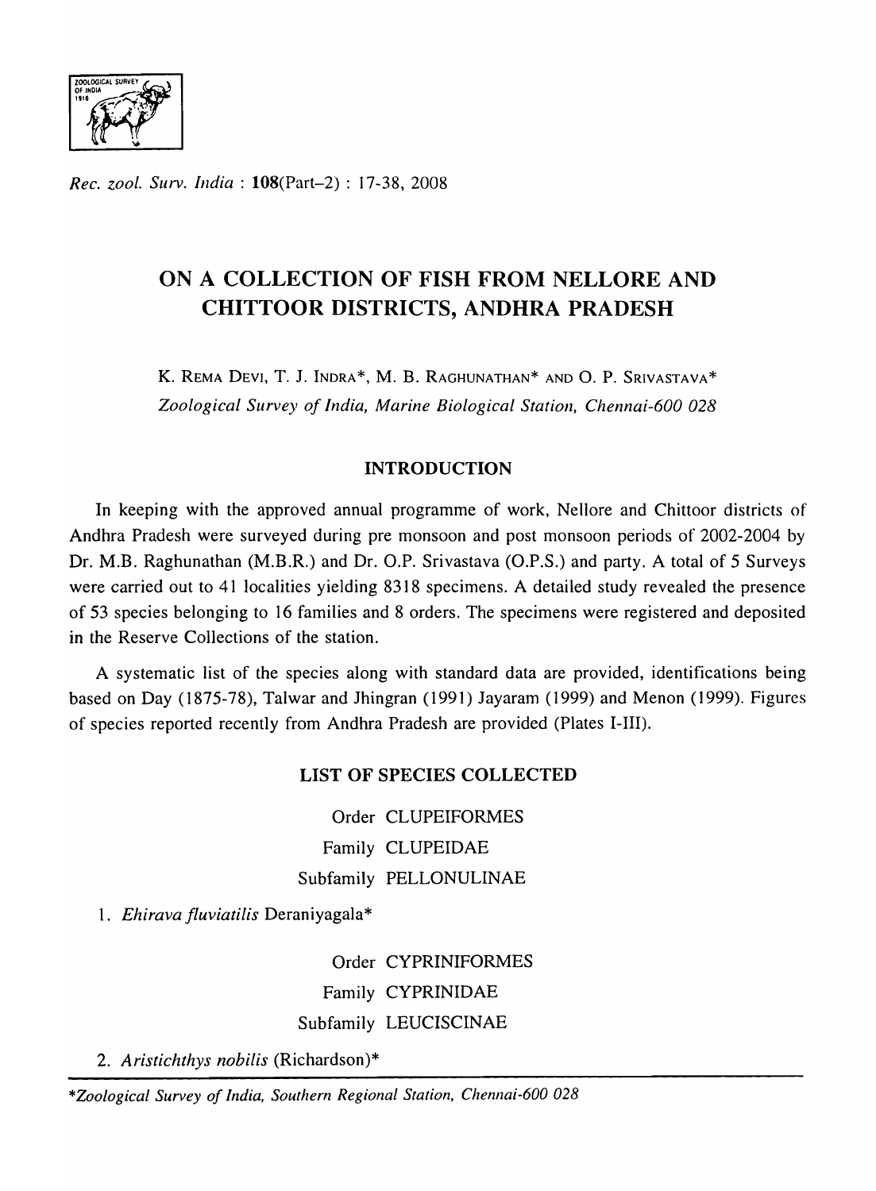*Rec. zool. Surv. India* : **108**(Part-2) : 17-38, 2008

# ON A COLLECTION OF FISH FROM NELLORE AND CHITTOOR DISTRICTS, ANDHRA PRADESH

K. REMA DEVI, T. J. INDRA*, M. B. RAGHUNATHAN* AND O. P. SRIVASTAVA*
*Zoological Survey of India, Marine Biological Station, Chennai-600 028*

## INTRODUCTION

In keeping with the approved annual programme of work, Nellore and Chittoor districts of Andhra Pradesh were surveyed during pre monsoon and post monsoon periods of 2002-2004 by Dr. M.B. Raghunathan (M.B.R.) and Dr. O.P. Srivastava (O.P.S.) and party. A total of 5 Surveys were carried out to 41 localities yielding 8318 specimens. A detailed study revealed the presence of 53 species belonging to 16 families and 8 orders. The specimens were registered and deposited in the Reserve Collections of the station.

A systematic list of the species along with standard data are provided, identifications being based on Day (1875-78), Talwar and Jhingran (1991) Jayaram (1999) and Menon (1999). Figures of species reported recently from Andhra Pradesh are provided (Plates I-III).

## LIST OF SPECIES COLLECTED

Order CLUPEIFORMES
Family CLUPEIDAE
Subfamily PELLONULINAE

1. *Ehirava fluviatilis* Deraniyagala*

Order CYPRINIFORMES
Family CYPRINIDAE
Subfamily LEUCISCINAE

2. *Aristichthys nobilis* (Richardson)*

---

**Zoological Survey of India, Southern Regional Station, Chennai-600 028*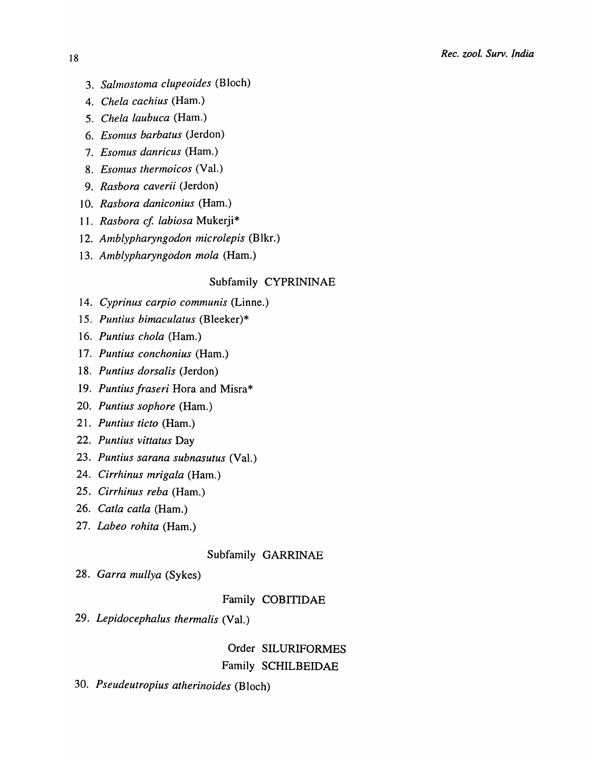3. *Salmostoma clupeoides* (Bloch)
4. *Chela cachius* (Ham.)
5. *Chela laubuca* (Ham.)
6. *Esomus barbatus* (Jerdon)
7. *Esomus danricus* (Ham.)
8. *Esomus thermoicos* (Val.)
9. *Rasbora caverii* (Jerdon)
10. *Rasbora daniconius* (Ham.)
11. *Rasbora cf. labiosa* Mukerji*
12. *Amblypharyngodon microlepis* (Blkr.)
13. *Amblypharyngodon mola* (Ham.)

### Subfamily CYPRININAE

14. *Cyprinus carpio communis* (Linne.)
15. *Puntius bimaculatus* (Bleeker)*
16. *Puntius chola* (Ham.)
17. *Puntius conchonius* (Ham.)
18. *Puntius dorsalis* (Jerdon)
19. *Puntius fraseri* Hora and Misra*
20. *Puntius sophore* (Ham.)
21. *Puntius ticto* (Ham.)
22. *Puntius vittatus* Day
23. *Puntius sarana subnasutus* (Val.)
24. *Cirrhinus mrigala* (Ham.)
25. *Cirrhinus reba* (Ham.)
26. *Catla catla* (Ham.)
27. *Labeo rohita* (Ham.)

### Subfamily GARRINAE

28. *Garra mullya* (Sykes)

### Family COBITIDAE

29. *Lepidocephalus thermalis* (Val.)

## Order SILURIFORMES

### Family SCHILBEIDAE

30. *Pseudeutropius atherinoides* (Bloch)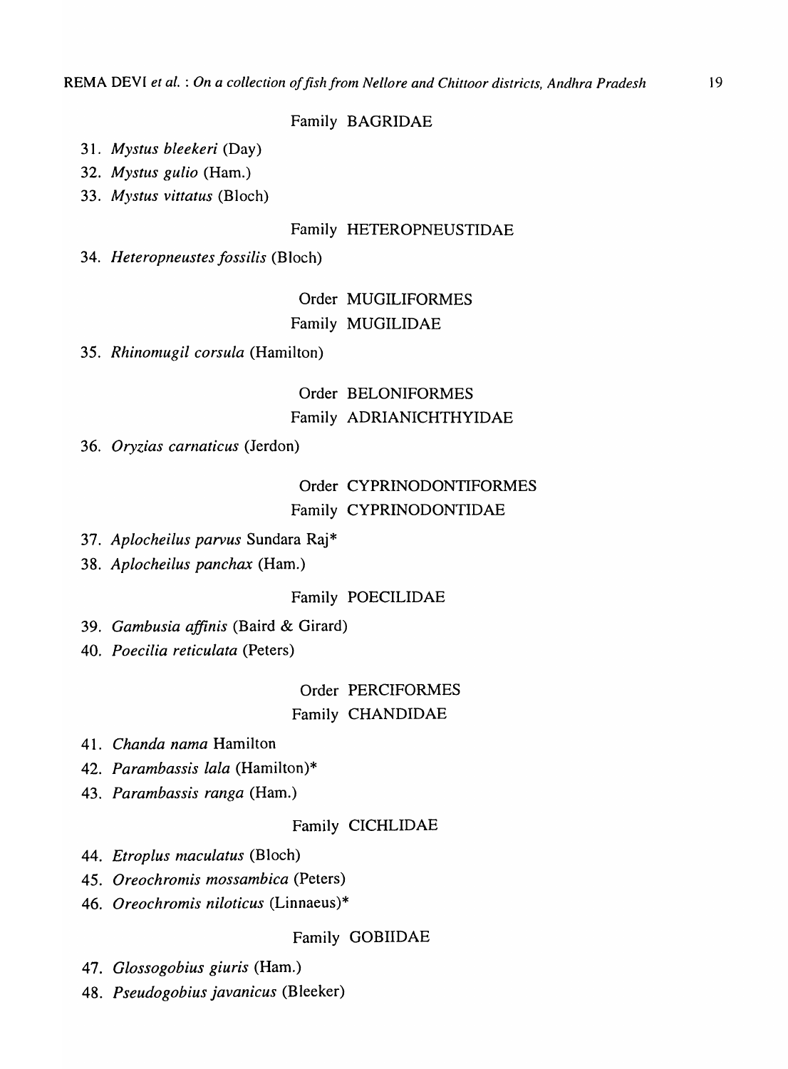Family BAGRIDAE

31. *Mystus bleekeri* (Day)
32. *Mystus gulio* (Ham.)
33. *Mystus vittatus* (Bloch)

Family HETEROPNEUSTIDAE

34. *Heteropneustes fossilis* (Bloch)

Order MUGILIFORMES

Family MUGILIDAE

35. *Rhinomugil corsula* (Hamilton)

Order BELONIFORMES

Family ADRIANICHTHYIDAE

36. *Oryzias carnaticus* (Jerdon)

Order CYPRINODONTIFORMES

Family CYPRINODONTIDAE

37. *Aplocheilus parvus* Sundara Raj*
38. *Aplocheilus panchax* (Ham.)

Family POECILIDAE

39. *Gambusia affinis* (Baird & Girard)
40. *Poecilia reticulata* (Peters)

Order PERCIFORMES

Family CHANDIDAE

41. *Chanda nama* Hamilton
42. *Parambassis lala* (Hamilton)*
43. *Parambassis ranga* (Ham.)

Family CICHLIDAE

44. *Etroplus maculatus* (Bloch)
45. *Oreochromis mossambica* (Peters)
46. *Oreochromis niloticus* (Linnaeus)*

Family GOBIIDAE

47. *Glossogobius giuris* (Ham.)
48. *Pseudogobius javanicus* (Bleeker)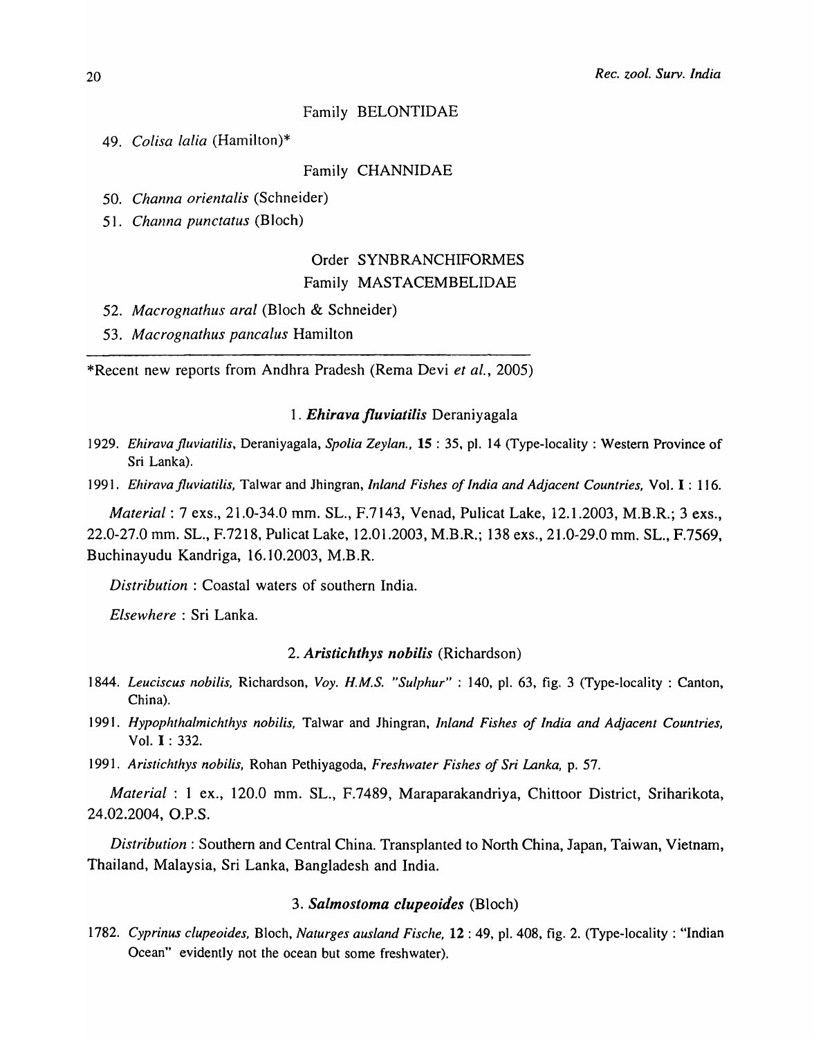Family BELONTIDAE

49. *Colisa lalia* (Hamilton)*

Family CHANNIDAE

50. *Channa orientalis* (Schneider)
51. *Channa punctatus* (Bloch)

Order SYNBRANCHIFORMES

Family MASTACEMBELIDAE

52. *Macrognathus aral* (Bloch & Schneider)
53. *Macrognathus pancalus* Hamilton

---

*Recent new reports from Andhra Pradesh (Rema Devi *et al.*, 2005)

### 1. *Ehirava fluviatilis* Deraniyagala

1929. *Ehirava fluviatilis*, Deraniyagala, *Spolia Zeylan.*, **15** : 35, pl. 14 (Type-locality : Western Province of Sri Lanka).

1991. *Ehirava fluviatilis*, Talwar and Jhingran, *Inland Fishes of India and Adjacent Countries*, Vol. **I** : 116.

*Material* : 7 exs., 21.0-34.0 mm. SL., F.7143, Venad, Pulicat Lake, 12.1.2003, M.B.R.; 3 exs., 22.0-27.0 mm. SL., F.7218, Pulicat Lake, 12.01.2003, M.B.R.; 138 exs., 21.0-29.0 mm. SL., F.7569, Buchinayudu Kandriga, 16.10.2003, M.B.R.

*Distribution* : Coastal waters of southern India.

*Elsewhere* : Sri Lanka.

### 2. *Aristichthys nobilis* (Richardson)

1844. *Leuciscus nobilis*, Richardson, *Voy. H.M.S. "Sulphur"* : 140, pl. 63, fig. 3 (Type-locality : Canton, China).

1991. *Hypophthalmichthys nobilis*, Talwar and Jhingran, *Inland Fishes of India and Adjacent Countries*, Vol. **I** : 332.

1991. *Aristichthys nobilis*, Rohan Pethiyagoda, *Freshwater Fishes of Sri Lanka*, p. 57.

*Material* : 1 ex., 120.0 mm. SL., F.7489, Maraparakandriya, Chittoor District, Sriharikota, 24.02.2004, O.P.S.

*Distribution* : Southern and Central China. Transplanted to North China, Japan, Taiwan, Vietnam, Thailand, Malaysia, Sri Lanka, Bangladesh and India.

### 3. *Salmostoma clupeoides* (Bloch)

1782. *Cyprinus clupeoides*, Bloch, *Naturges ausland Fische*, **12** : 49, pl. 408, fig. 2. (Type-locality : "Indian Ocean" evidently not the ocean but some freshwater).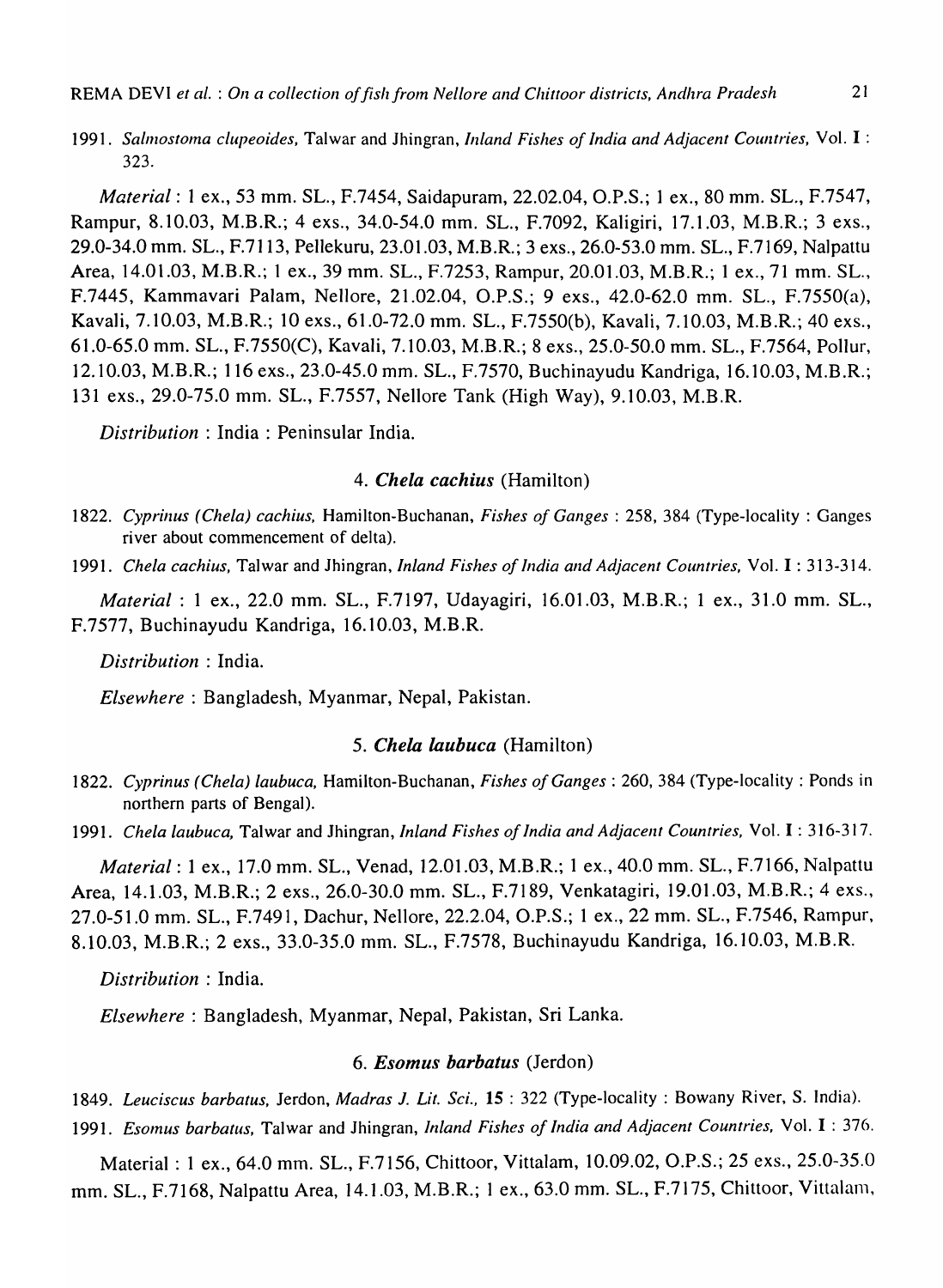1991. *Salmostoma clupeoides*, Talwar and Jhingran, *Inland Fishes of India and Adjacent Countries*, Vol. **I** : 323.

*Material* : 1 ex., 53 mm. SL., F.7454, Saidapuram, 22.02.04, O.P.S.; 1 ex., 80 mm. SL., F.7547, Rampur, 8.10.03, M.B.R.; 4 exs., 34.0-54.0 mm. SL., F.7092, Kaligiri, 17.1.03, M.B.R.; 3 exs., 29.0-34.0 mm. SL., F.7113, Pellekuru, 23.01.03, M.B.R.; 3 exs., 26.0-53.0 mm. SL., F.7169, Nalpattu Area, 14.01.03, M.B.R.; 1 ex., 39 mm. SL., F.7253, Rampur, 20.01.03, M.B.R.; 1 ex., 71 mm. SL., F.7445, Kammavari Palam, Nellore, 21.02.04, O.P.S.; 9 exs., 42.0-62.0 mm. SL., F.7550(a), Kavali, 7.10.03, M.B.R.; 10 exs., 61.0-72.0 mm. SL., F.7550(b), Kavali, 7.10.03, M.B.R.; 40 exs., 61.0-65.0 mm. SL., F.7550(C), Kavali, 7.10.03, M.B.R.; 8 exs., 25.0-50.0 mm. SL., F.7564, Pollur, 12.10.03, M.B.R.; 116 exs., 23.0-45.0 mm. SL., F.7570, Buchinayudu Kandriga, 16.10.03, M.B.R.; 131 exs., 29.0-75.0 mm. SL., F.7557, Nellore Tank (High Way), 9.10.03, M.B.R.

*Distribution* : India : Peninsular India.

### 4. *Chela cachius* (Hamilton)

1822. *Cyprinus (Chela) cachius*, Hamilton-Buchanan, *Fishes of Ganges* : 258, 384 (Type-locality : Ganges river about commencement of delta).

1991. *Chela cachius*, Talwar and Jhingran, *Inland Fishes of India and Adjacent Countries*, Vol. **I** : 313-314.

*Material* : 1 ex., 22.0 mm. SL., F.7197, Udayagiri, 16.01.03, M.B.R.; 1 ex., 31.0 mm. SL., F.7577, Buchinayudu Kandriga, 16.10.03, M.B.R.

*Distribution* : India.

*Elsewhere* : Bangladesh, Myanmar, Nepal, Pakistan.

### 5. *Chela laubuca* (Hamilton)

1822. *Cyprinus (Chela) laubuca*, Hamilton-Buchanan, *Fishes of Ganges* : 260, 384 (Type-locality : Ponds in northern parts of Bengal).

1991. *Chela laubuca*, Talwar and Jhingran, *Inland Fishes of India and Adjacent Countries*, Vol. **I** : 316-317.

*Material* : 1 ex., 17.0 mm. SL., Venad, 12.01.03, M.B.R.; 1 ex., 40.0 mm. SL., F.7166, Nalpattu Area, 14.1.03, M.B.R.; 2 exs., 26.0-30.0 mm. SL., F.7189, Venkatagiri, 19.01.03, M.B.R.; 4 exs., 27.0-51.0 mm. SL., F.7491, Dachur, Nellore, 22.2.04, O.P.S.; 1 ex., 22 mm. SL., F.7546, Rampur, 8.10.03, M.B.R.; 2 exs., 33.0-35.0 mm. SL., F.7578, Buchinayudu Kandriga, 16.10.03, M.B.R.

*Distribution* : India.

*Elsewhere* : Bangladesh, Myanmar, Nepal, Pakistan, Sri Lanka.

### 6. *Esomus barbatus* (Jerdon)

1849. *Leuciscus barbatus*, Jerdon, *Madras J. Lit. Sci.*, **15** : 322 (Type-locality : Bowany River, S. India).

1991. *Esomus barbatus*, Talwar and Jhingran, *Inland Fishes of India and Adjacent Countries*, Vol. **I** : 376.

Material : 1 ex., 64.0 mm. SL., F.7156, Chittoor, Vittalam, 10.09.02, O.P.S.; 25 exs., 25.0-35.0 mm. SL., F.7168, Nalpattu Area, 14.1.03, M.B.R.; 1 ex., 63.0 mm. SL., F.7175, Chittoor, Vittalam,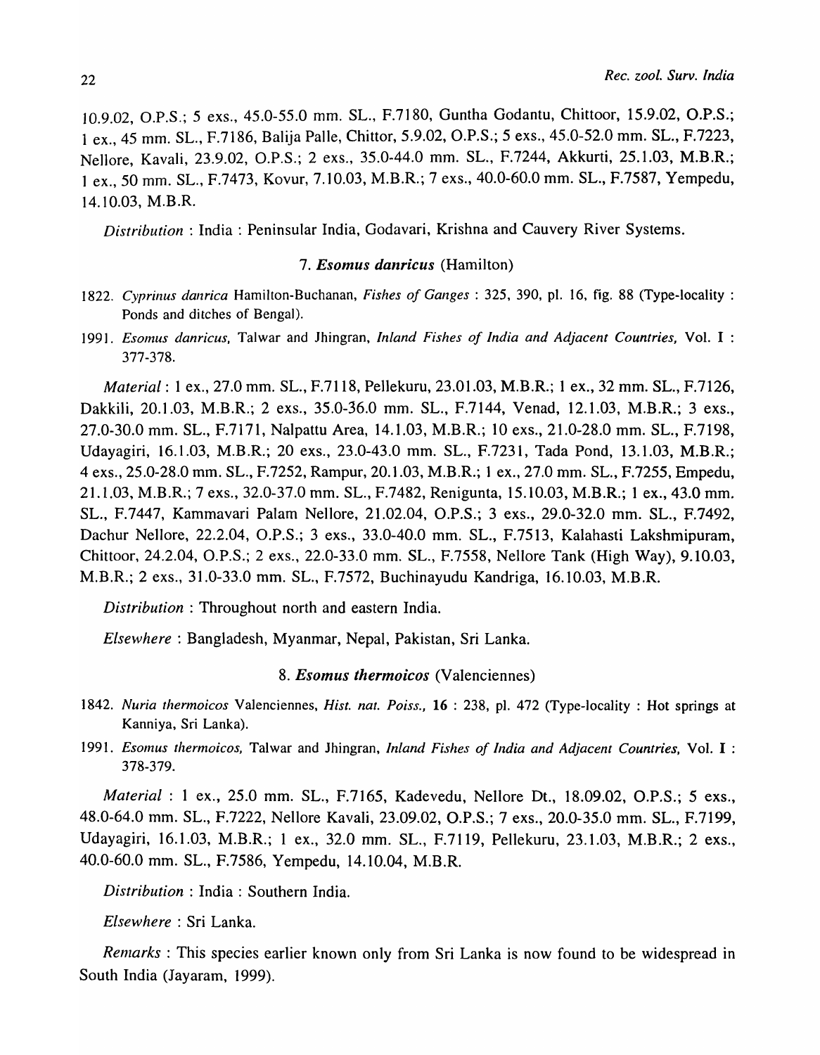10.9.02, O.P.S.; 5 exs., 45.0-55.0 mm. SL., F.7180, Guntha Godantu, Chittoor, 15.9.02, O.P.S.; 1 ex., 45 mm. SL., F.7186, Balija Palle, Chittor, 5.9.02, O.P.S.; 5 exs., 45.0-52.0 mm. SL., F.7223, Nellore, Kavali, 23.9.02, O.P.S.; 2 exs., 35.0-44.0 mm. SL., F.7244, Akkurti, 25.1.03, M.B.R.; 1 ex., 50 mm. SL., F.7473, Kovur, 7.10.03, M.B.R.; 7 exs., 40.0-60.0 mm. SL., F.7587, Yempedu, 14.10.03, M.B.R.

*Distribution* : India : Peninsular India, Godavari, Krishna and Cauvery River Systems.

### 7. *Esomus danricus* (Hamilton)

1822. *Cyprinus danrica* Hamilton-Buchanan, *Fishes of Ganges* : 325, 390, pl. 16, fig. 88 (Type-locality : Ponds and ditches of Bengal).

1991. *Esomus danricus*, Talwar and Jhingran, *Inland Fishes of India and Adjacent Countries*, Vol. I : 377-378.

*Material* : 1 ex., 27.0 mm. SL., F.7118, Pellekuru, 23.01.03, M.B.R.; 1 ex., 32 mm. SL., F.7126, Dakkili, 20.1.03, M.B.R.; 2 exs., 35.0-36.0 mm. SL., F.7144, Venad, 12.1.03, M.B.R.; 3 exs., 27.0-30.0 mm. SL., F.7171, Nalpattu Area, 14.1.03, M.B.R.; 10 exs., 21.0-28.0 mm. SL., F.7198, Udayagiri, 16.1.03, M.B.R.; 20 exs., 23.0-43.0 mm. SL., F.7231, Tada Pond, 13.1.03, M.B.R.; 4 exs., 25.0-28.0 mm. SL., F.7252, Rampur, 20.1.03, M.B.R.; 1 ex., 27.0 mm. SL., F.7255, Empedu, 21.1.03, M.B.R.; 7 exs., 32.0-37.0 mm. SL., F.7482, Renigunta, 15.10.03, M.B.R.; 1 ex., 43.0 mm. SL., F.7447, Kammavari Palam Nellore, 21.02.04, O.P.S.; 3 exs., 29.0-32.0 mm. SL., F.7492, Dachur Nellore, 22.2.04, O.P.S.; 3 exs., 33.0-40.0 mm. SL., F.7513, Kalahasti Lakshmipuram, Chittoor, 24.2.04, O.P.S.; 2 exs., 22.0-33.0 mm. SL., F.7558, Nellore Tank (High Way), 9.10.03, M.B.R.; 2 exs., 31.0-33.0 mm. SL., F.7572, Buchinayudu Kandriga, 16.10.03, M.B.R.

*Distribution* : Throughout north and eastern India.

*Elsewhere* : Bangladesh, Myanmar, Nepal, Pakistan, Sri Lanka.

### 8. *Esomus thermoicos* (Valenciennes)

1842. *Nuria thermoicos* Valenciennes, *Hist. nat. Poiss.*, **16** : 238, pl. 472 (Type-locality : Hot springs at Kanniya, Sri Lanka).

1991. *Esomus thermoicos*, Talwar and Jhingran, *Inland Fishes of India and Adjacent Countries*, Vol. **I** : 378-379.

*Material* : 1 ex., 25.0 mm. SL., F.7165, Kadevedu, Nellore Dt., 18.09.02, O.P.S.; 5 exs., 48.0-64.0 mm. SL., F.7222, Nellore Kavali, 23.09.02, O.P.S.; 7 exs., 20.0-35.0 mm. SL., F.7199, Udayagiri, 16.1.03, M.B.R.; 1 ex., 32.0 mm. SL., F.7119, Pellekuru, 23.1.03, M.B.R.; 2 exs., 40.0-60.0 mm. SL., F.7586, Yempedu, 14.10.04, M.B.R.

*Distribution* : India : Southern India.

*Elsewhere* : Sri Lanka.

*Remarks* : This species earlier known only from Sri Lanka is now found to be widespread in South India (Jayaram, 1999).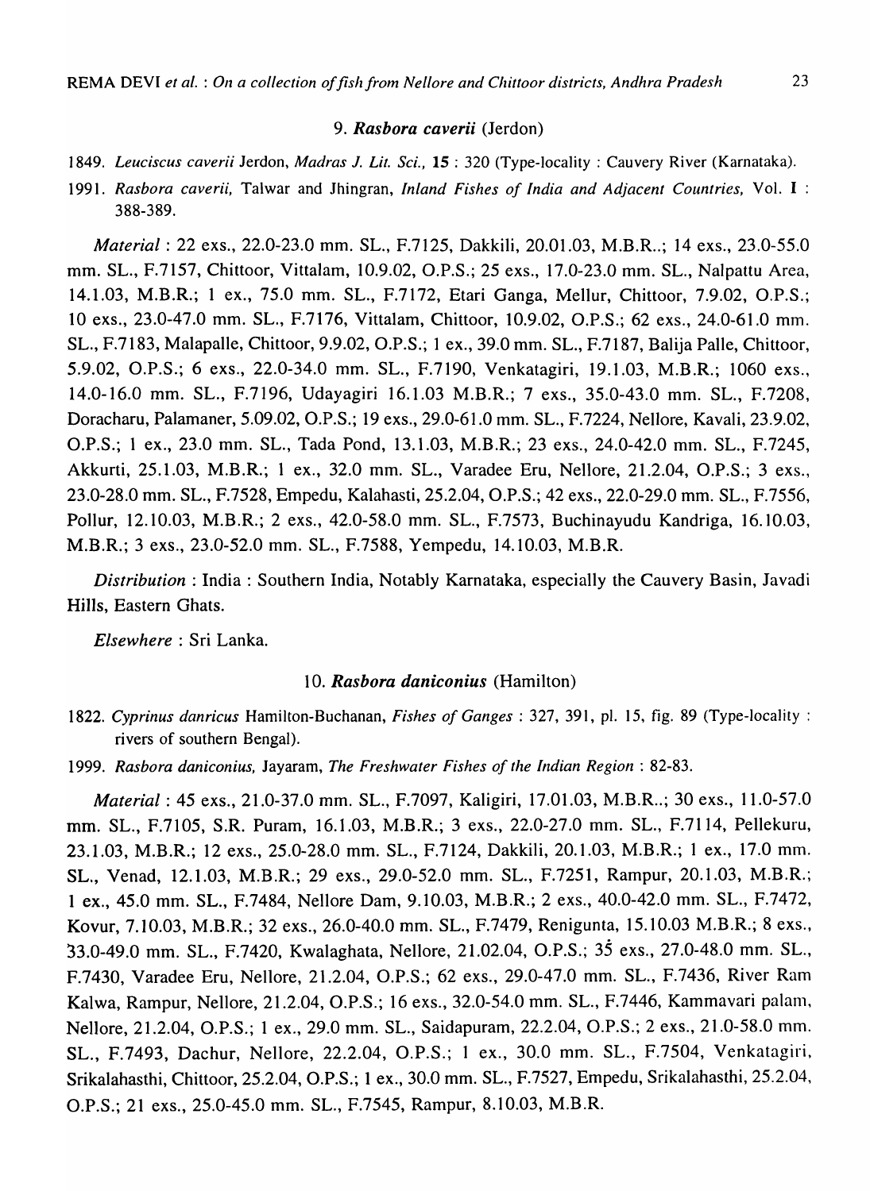### 9. ***Rasbora caverii*** (Jerdon)

1849. *Leuciscus caverii* Jerdon, *Madras J. Lit. Sci.,* **15** : 320 (Type-locality : Cauvery River (Karnataka).

1991. *Rasbora caverii,* Talwar and Jhingran, *Inland Fishes of India and Adjacent Countries,* Vol. **I** : 388-389.

*Material* : 22 exs., 22.0-23.0 mm. SL., F.7125, Dakkili, 20.01.03, M.B.R..; 14 exs., 23.0-55.0 mm. SL., F.7157, Chittoor, Vittalam, 10.9.02, O.P.S.; 25 exs., 17.0-23.0 mm. SL., Nalpattu Area, 14.1.03, M.B.R.; 1 ex., 75.0 mm. SL., F.7172, Etari Ganga, Mellur, Chittoor, 7.9.02, O.P.S.; 10 exs., 23.0-47.0 mm. SL., F.7176, Vittalam, Chittoor, 10.9.02, O.P.S.; 62 exs., 24.0-61.0 mm. SL., F.7183, Malapalle, Chittoor, 9.9.02, O.P.S.; 1 ex., 39.0 mm. SL., F.7187, Balija Palle, Chittoor, 5.9.02, O.P.S.; 6 exs., 22.0-34.0 mm. SL., F.7190, Venkatagiri, 19.1.03, M.B.R.; 1060 exs., 14.0-16.0 mm. SL., F.7196, Udayagiri 16.1.03 M.B.R.; 7 exs., 35.0-43.0 mm. SL., F.7208, Doracharu, Palamaner, 5.09.02, O.P.S.; 19 exs., 29.0-61.0 mm. SL., F.7224, Nellore, Kavali, 23.9.02, O.P.S.; 1 ex., 23.0 mm. SL., Tada Pond, 13.1.03, M.B.R.; 23 exs., 24.0-42.0 mm. SL., F.7245, Akkurti, 25.1.03, M.B.R.; 1 ex., 32.0 mm. SL., Varadee Eru, Nellore, 21.2.04, O.P.S.; 3 exs., 23.0-28.0 mm. SL., F.7528, Empedu, Kalahasti, 25.2.04, O.P.S.; 42 exs., 22.0-29.0 mm. SL., F.7556, Pollur, 12.10.03, M.B.R.; 2 exs., 42.0-58.0 mm. SL., F.7573, Buchinayudu Kandriga, 16.10.03, M.B.R.; 3 exs., 23.0-52.0 mm. SL., F.7588, Yempedu, 14.10.03, M.B.R.

*Distribution* : India : Southern India, Notably Karnataka, especially the Cauvery Basin, Javadi Hills, Eastern Ghats.

*Elsewhere* : Sri Lanka.

### 10. ***Rasbora daniconius*** (Hamilton)

1822. *Cyprinus danricus* Hamilton-Buchanan, *Fishes of Ganges* : 327, 391, pl. 15, fig. 89 (Type-locality : rivers of southern Bengal).

1999. *Rasbora daniconius,* Jayaram, *The Freshwater Fishes of the Indian Region* : 82-83.

*Material* : 45 exs., 21.0-37.0 mm. SL., F.7097, Kaligiri, 17.01.03, M.B.R..; 30 exs., 11.0-57.0 mm. SL., F.7105, S.R. Puram, 16.1.03, M.B.R.; 3 exs., 22.0-27.0 mm. SL., F.7114, Pellekuru, 23.1.03, M.B.R.; 12 exs., 25.0-28.0 mm. SL., F.7124, Dakkili, 20.1.03, M.B.R.; 1 ex., 17.0 mm. SL., Venad, 12.1.03, M.B.R.; 29 exs., 29.0-52.0 mm. SL., F.7251, Rampur, 20.1.03, M.B.R.; 1 ex., 45.0 mm. SL., F.7484, Nellore Dam, 9.10.03, M.B.R.; 2 exs., 40.0-42.0 mm. SL., F.7472, Kovur, 7.10.03, M.B.R.; 32 exs., 26.0-40.0 mm. SL., F.7479, Renigunta, 15.10.03 M.B.R.; 8 exs., 33.0-49.0 mm. SL., F.7420, Kwalaghata, Nellore, 21.02.04, O.P.S.; 35 exs., 27.0-48.0 mm. SL., F.7430, Varadee Eru, Nellore, 21.2.04, O.P.S.; 62 exs., 29.0-47.0 mm. SL., F.7436, River Ram Kalwa, Rampur, Nellore, 21.2.04, O.P.S.; 16 exs., 32.0-54.0 mm. SL., F.7446, Kammavari palam, Nellore, 21.2.04, O.P.S.; 1 ex., 29.0 mm. SL., Saidapuram, 22.2.04, O.P.S.; 2 exs., 21.0-58.0 mm. SL., F.7493, Dachur, Nellore, 22.2.04, O.P.S.; 1 ex., 30.0 mm. SL., F.7504, Venkatagiri, Srikalahasthi, Chittoor, 25.2.04, O.P.S.; 1 ex., 30.0 mm. SL., F.7527, Empedu, Srikalahasthi, 25.2.04, O.P.S.; 21 exs., 25.0-45.0 mm. SL., F.7545, Rampur, 8.10.03, M.B.R.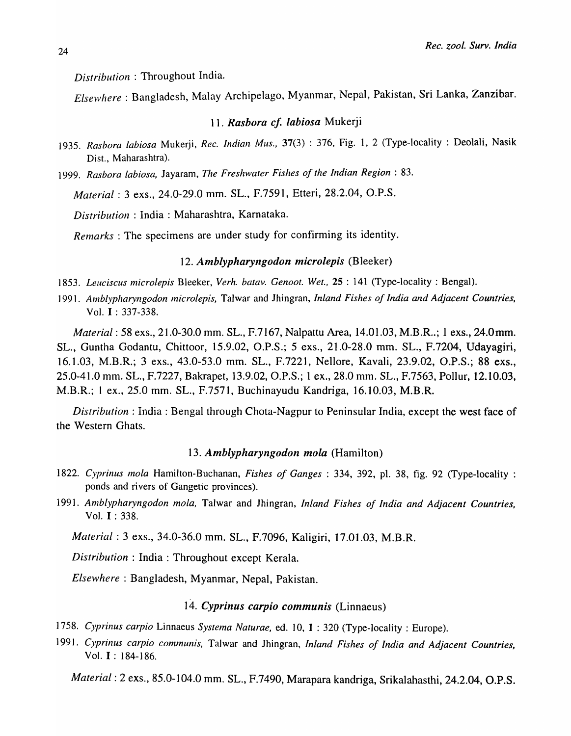*Distribution* : Throughout India.

*Elsewhere* : Bangladesh, Malay Archipelago, Myanmar, Nepal, Pakistan, Sri Lanka, Zanzibar.

### 11. *Rasbora cf. labiosa* Mukerji

1935. *Rasbora labiosa* Mukerji, *Rec. Indian Mus.*, **37**(3) : 376, Fig. 1, 2 (Type-locality : Deolali, Nasik Dist., Maharashtra).

1999. *Rasbora labiosa,* Jayaram, *The Freshwater Fishes of the Indian Region* : 83.

*Material* : 3 exs., 24.0-29.0 mm. SL., F.7591, Etteri, 28.2.04, O.P.S.

*Distribution* : India : Maharashtra, Karnataka.

*Remarks* : The specimens are under study for confirming its identity.

### 12. *Amblypharyngodon microlepis* (Bleeker)

1853. *Leuciscus microlepis* Bleeker, *Verh. batav. Genoot. Wet.*, **25** : 141 (Type-locality : Bengal).

1991. *Amblypharyngodon microlepis,* Talwar and Jhingran, *Inland Fishes of India and Adjacent Countries,* Vol. **I** : 337-338.

*Material* : 58 exs., 21.0-30.0 mm. SL., F.7167, Nalpattu Area, 14.01.03, M.B.R..; 1 exs., 24.0mm. SL., Guntha Godantu, Chittoor, 15.9.02, O.P.S.; 5 exs., 21.0-28.0 mm. SL., F.7204, Udayagiri, 16.1.03, M.B.R.; 3 exs., 43.0-53.0 mm. SL., F.7221, Nellore, Kavali, 23.9.02, O.P.S.; 88 exs., 25.0-41.0 mm. SL., F.7227, Bakrapet, 13.9.02, O.P.S.; 1 ex., 28.0 mm. SL., F.7563, Pollur, 12.10.03, M.B.R.; 1 ex., 25.0 mm. SL., F.7571, Buchinayudu Kandriga, 16.10.03, M.B.R.

*Distribution* : India : Bengal through Chota-Nagpur to Peninsular India, except the west face of the Western Ghats.

### 13. *Amblypharyngodon mola* (Hamilton)

1822. *Cyprinus mola* Hamilton-Buchanan, *Fishes of Ganges* : 334, 392, pl. 38, fig. 92 (Type-locality : ponds and rivers of Gangetic provinces).

1991. *Amblypharyngodon mola,* Talwar and Jhingran, *Inland Fishes of India and Adjacent Countries,* Vol. **I** : 338.

*Material* : 3 exs., 34.0-36.0 mm. SL., F.7096, Kaligiri, 17.01.03, M.B.R.

*Distribution* : India : Throughout except Kerala.

*Elsewhere* : Bangladesh, Myanmar, Nepal, Pakistan.

### 14. *Cyprinus carpio communis* (Linnaeus)

1758. *Cyprinus carpio* Linnaeus *Systema Naturae,* ed. 10, **1** : 320 (Type-locality : Europe).

1991. *Cyprinus carpio communis,* Talwar and Jhingran, *Inland Fishes of India and Adjacent Countries,* Vol. **I** : 184-186.

*Material* : 2 exs., 85.0-104.0 mm. SL., F.7490, Marapara kandriga, Srikalahasthi, 24.2.04, O.P.S.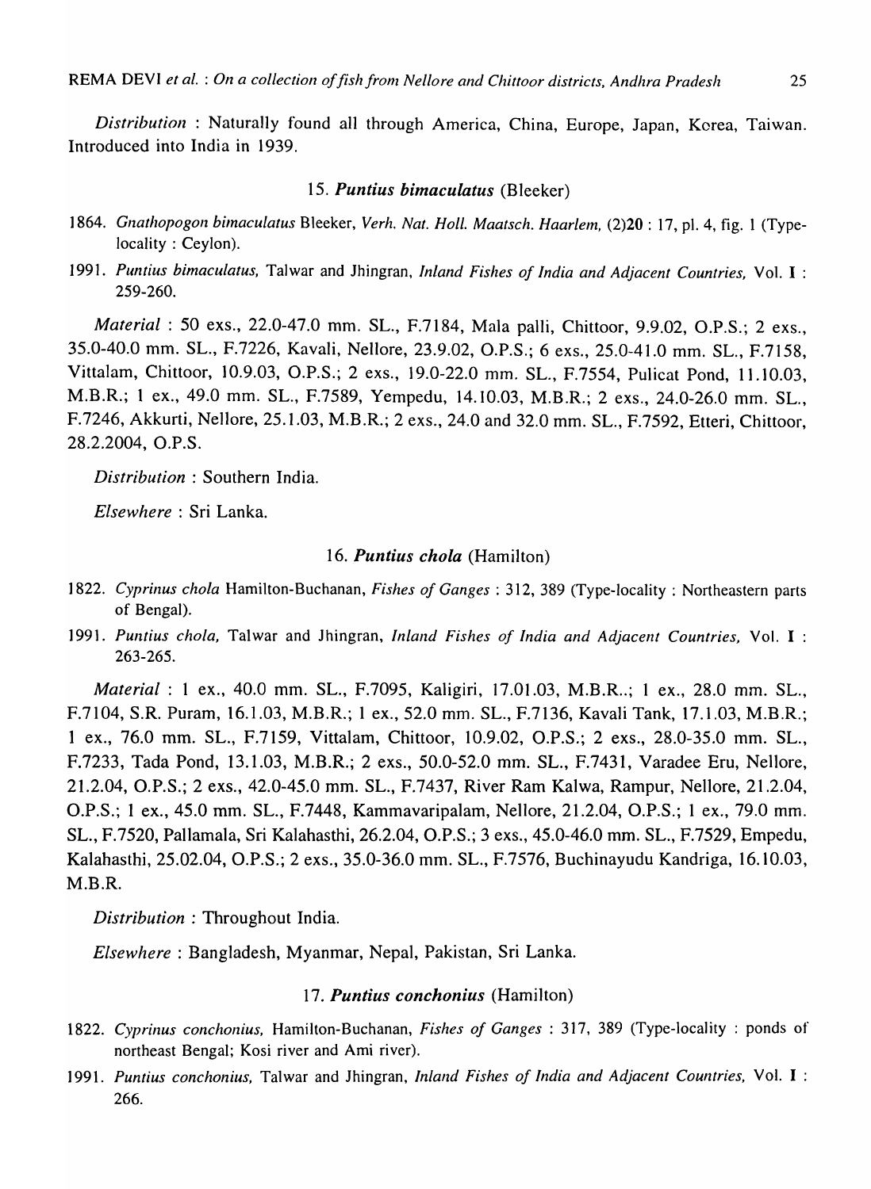*Distribution* : Naturally found all through America, China, Europe, Japan, Korea, Taiwan. Introduced into India in 1939.

### 15. *Puntius bimaculatus* (Bleeker)

1864. *Gnathopogon bimaculatus* Bleeker, *Verh. Nat. Holl. Maatsch. Haarlem,* (2)**20** : 17, pl. 4, fig. 1 (Type-locality : Ceylon).

1991. *Puntius bimaculatus,* Talwar and Jhingran, *Inland Fishes of India and Adjacent Countries,* Vol. **I** : 259-260.

*Material* : 50 exs., 22.0-47.0 mm. SL., F.7184, Mala palli, Chittoor, 9.9.02, O.P.S.; 2 exs., 35.0-40.0 mm. SL., F.7226, Kavali, Nellore, 23.9.02, O.P.S.; 6 exs., 25.0-41.0 mm. SL., F.7158, Vittalam, Chittoor, 10.9.03, O.P.S.; 2 exs., 19.0-22.0 mm. SL., F.7554, Pulicat Pond, 11.10.03, M.B.R.; 1 ex., 49.0 mm. SL., F.7589, Yempedu, 14.10.03, M.B.R.; 2 exs., 24.0-26.0 mm. SL., F.7246, Akkurti, Nellore, 25.1.03, M.B.R.; 2 exs., 24.0 and 32.0 mm. SL., F.7592, Etteri, Chittoor, 28.2.2004, O.P.S.

*Distribution* : Southern India.

*Elsewhere* : Sri Lanka.

### 16. *Puntius chola* (Hamilton)

1822. *Cyprinus chola* Hamilton-Buchanan, *Fishes of Ganges* : 312, 389 (Type-locality : Northeastern parts of Bengal).

1991. *Puntius chola,* Talwar and Jhingran, *Inland Fishes of India and Adjacent Countries,* Vol. **I** : 263-265.

*Material* : 1 ex., 40.0 mm. SL., F.7095, Kaligiri, 17.01.03, M.B.R..; 1 ex., 28.0 mm. SL., F.7104, S.R. Puram, 16.1.03, M.B.R.; 1 ex., 52.0 mm. SL., F.7136, Kavali Tank, 17.1.03, M.B.R.; 1 ex., 76.0 mm. SL., F.7159, Vittalam, Chittoor, 10.9.02, O.P.S.; 2 exs., 28.0-35.0 mm. SL., F.7233, Tada Pond, 13.1.03, M.B.R.; 2 exs., 50.0-52.0 mm. SL., F.7431, Varadee Eru, Nellore, 21.2.04, O.P.S.; 2 exs., 42.0-45.0 mm. SL., F.7437, River Ram Kalwa, Rampur, Nellore, 21.2.04, O.P.S.; 1 ex., 45.0 mm. SL., F.7448, Kammavaripalam, Nellore, 21.2.04, O.P.S.; 1 ex., 79.0 mm. SL., F.7520, Pallamala, Sri Kalahasthi, 26.2.04, O.P.S.; 3 exs., 45.0-46.0 mm. SL., F.7529, Empedu, Kalahasthi, 25.02.04, O.P.S.; 2 exs., 35.0-36.0 mm. SL., F.7576, Buchinayudu Kandriga, 16.10.03, M.B.R.

*Distribution* : Throughout India.

*Elsewhere* : Bangladesh, Myanmar, Nepal, Pakistan, Sri Lanka.

### 17. *Puntius conchonius* (Hamilton)

1822. *Cyprinus conchonius,* Hamilton-Buchanan, *Fishes of Ganges* : 317, 389 (Type-locality : ponds of northeast Bengal; Kosi river and Ami river).

1991. *Puntius conchonius,* Talwar and Jhingran, *Inland Fishes of India and Adjacent Countries,* Vol. **I** : 266.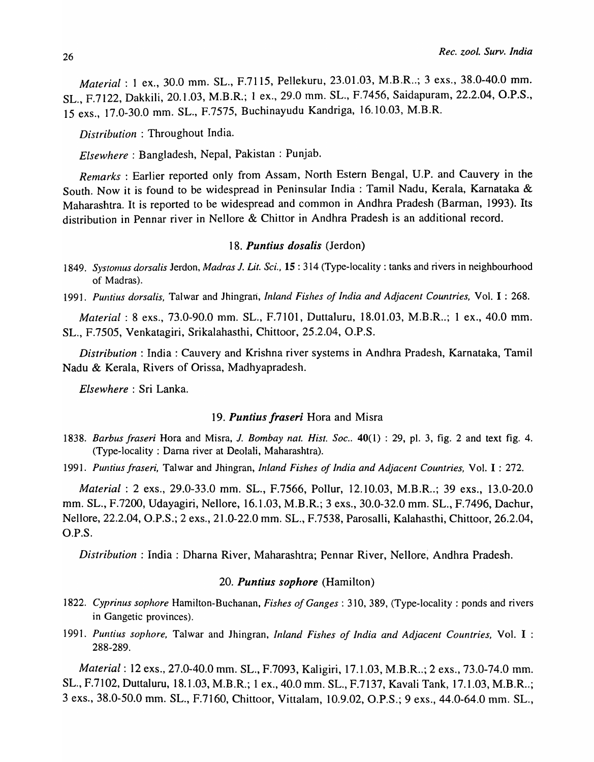*Material* : 1 ex., 30.0 mm. SL., F.7115, Pellekuru, 23.01.03, M.B.R..; 3 exs., 38.0-40.0 mm. SL., F.7122, Dakkili, 20.1.03, M.B.R.; 1 ex., 29.0 mm. SL., F.7456, Saidapuram, 22.2.04, O.P.S., 15 exs., 17.0-30.0 mm. SL., F.7575, Buchinayudu Kandriga, 16.10.03, M.B.R.

*Distribution* : Throughout India.

*Elsewhere* : Bangladesh, Nepal, Pakistan : Punjab.

*Remarks* : Earlier reported only from Assam, North Estern Bengal, U.P. and Cauvery in the South. Now it is found to be widespread in Peninsular India : Tamil Nadu, Kerala, Karnataka & Maharashtra. It is reported to be widespread and common in Andhra Pradesh (Barman, 1993). Its distribution in Pennar river in Nellore & Chittor in Andhra Pradesh is an additional record.

### 18. *Puntius dosalis* (Jerdon)

1849. *Systomus dorsalis* Jerdon, *Madras J. Lit. Sci.*, **15** : 314 (Type-locality : tanks and rivers in neighbourhood of Madras).

1991. *Puntius dorsalis*, Talwar and Jhingran, *Inland Fishes of India and Adjacent Countries*, Vol. **I** : 268.

*Material* : 8 exs., 73.0-90.0 mm. SL., F.7101, Duttaluru, 18.01.03, M.B.R..; 1 ex., 40.0 mm. SL., F.7505, Venkatagiri, Srikalahasthi, Chittoor, 25.2.04, O.P.S.

*Distribution* : India : Cauvery and Krishna river systems in Andhra Pradesh, Karnataka, Tamil Nadu & Kerala, Rivers of Orissa, Madhyapradesh.

*Elsewhere* : Sri Lanka.

### 19. *Puntius fraseri* Hora and Misra

1838. *Barbus fraseri* Hora and Misra, *J. Bombay nat. Hist. Soc.*. **40**(1) : 29, pl. 3, fig. 2 and text fig. 4. (Type-locality : Darna river at Deolali, Maharashtra).

1991. *Puntius fraseri*, Talwar and Jhingran, *Inland Fishes of India and Adjacent Countries*, Vol. **I** : 272.

*Material* : 2 exs., 29.0-33.0 mm. SL., F.7566, Pollur, 12.10.03, M.B.R..; 39 exs., 13.0-20.0 mm. SL., F.7200, Udayagiri, Nellore, 16.1.03, M.B.R.; 3 exs., 30.0-32.0 mm. SL., F.7496, Dachur, Nellore, 22.2.04, O.P.S.; 2 exs., 21.0-22.0 mm. SL., F.7538, Parosalli, Kalahasthi, Chittoor, 26.2.04, O.P.S.

*Distribution* : India : Dharna River, Maharashtra; Pennar River, Nellore, Andhra Pradesh.

### 20. *Puntius sophore* (Hamilton)

1822. *Cyprinus sophore* Hamilton-Buchanan, *Fishes of Ganges* : 310, 389, (Type-locality : ponds and rivers in Gangetic provinces).

1991. *Puntius sophore*, Talwar and Jhingran, *Inland Fishes of India and Adjacent Countries*, Vol. **I** : 288-289.

*Material* : 12 exs., 27.0-40.0 mm. SL., F.7093, Kaligiri, 17.1.03, M.B.R..; 2 exs., 73.0-74.0 mm. SL., F.7102, Duttaluru, 18.1.03, M.B.R.; 1 ex., 40.0 mm. SL., F.7137, Kavali Tank, 17.1.03, M.B.R..; 3 exs., 38.0-50.0 mm. SL., F.7160, Chittoor, Vittalam, 10.9.02, O.P.S.; 9 exs., 44.0-64.0 mm. SL.,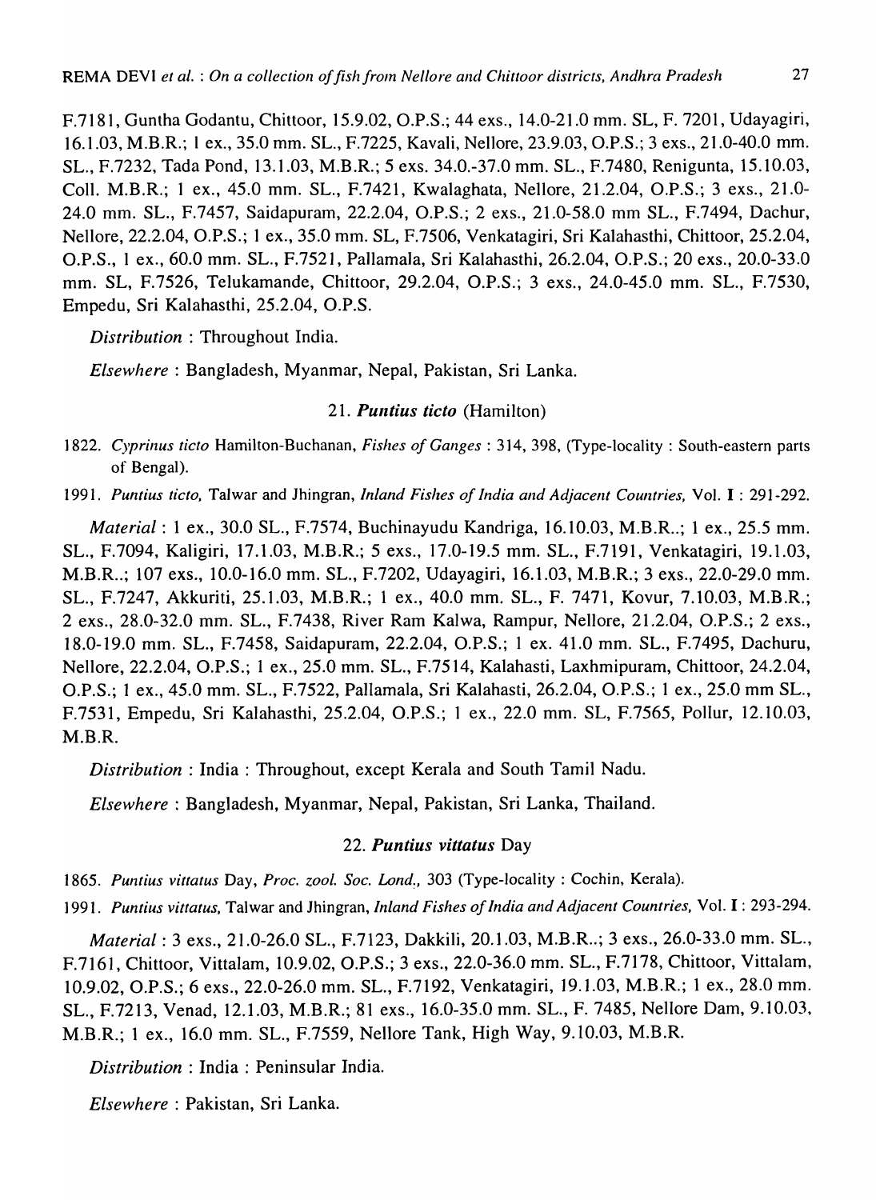F.7181, Guntha Godantu, Chittoor, 15.9.02, O.P.S.; 44 exs., 14.0-21.0 mm. SL, F. 7201, Udayagiri, 16.1.03, M.B.R.; 1 ex., 35.0 mm. SL., F.7225, Kavali, Nellore, 23.9.03, O.P.S.; 3 exs., 21.0-40.0 mm. SL., F.7232, Tada Pond, 13.1.03, M.B.R.; 5 exs. 34.0.-37.0 mm. SL., F.7480, Renigunta, 15.10.03, Coll. M.B.R.; 1 ex., 45.0 mm. SL., F.7421, Kwalaghata, Nellore, 21.2.04, O.P.S.; 3 exs., 21.0-24.0 mm. SL., F.7457, Saidapuram, 22.2.04, O.P.S.; 2 exs., 21.0-58.0 mm SL., F.7494, Dachur, Nellore, 22.2.04, O.P.S.; 1 ex., 35.0 mm. SL, F.7506, Venkatagiri, Sri Kalahasthi, Chittoor, 25.2.04, O.P.S., 1 ex., 60.0 mm. SL., F.7521, Pallamala, Sri Kalahasthi, 26.2.04, O.P.S.; 20 exs., 20.0-33.0 mm. SL, F.7526, Telukamande, Chittoor, 29.2.04, O.P.S.; 3 exs., 24.0-45.0 mm. SL., F.7530, Empedu, Sri Kalahasthi, 25.2.04, O.P.S.

*Distribution* : Throughout India.

*Elsewhere* : Bangladesh, Myanmar, Nepal, Pakistan, Sri Lanka.

### 21. *Puntius ticto* (Hamilton)

1822. *Cyprinus ticto* Hamilton-Buchanan, *Fishes of Ganges* : 314, 398, (Type-locality : South-eastern parts of Bengal).

1991. *Puntius ticto,* Talwar and Jhingran, *Inland Fishes of India and Adjacent Countries,* Vol. I : 291-292.

*Material* : 1 ex., 30.0 SL., F.7574, Buchinayudu Kandriga, 16.10.03, M.B.R..; 1 ex., 25.5 mm. SL., F.7094, Kaligiri, 17.1.03, M.B.R.; 5 exs., 17.0-19.5 mm. SL., F.7191, Venkatagiri, 19.1.03, M.B.R..; 107 exs., 10.0-16.0 mm. SL., F.7202, Udayagiri, 16.1.03, M.B.R.; 3 exs., 22.0-29.0 mm. SL., F.7247, Akkuriti, 25.1.03, M.B.R.; 1 ex., 40.0 mm. SL., F. 7471, Kovur, 7.10.03, M.B.R.; 2 exs., 28.0-32.0 mm. SL., F.7438, River Ram Kalwa, Rampur, Nellore, 21.2.04, O.P.S.; 2 exs., 18.0-19.0 mm. SL., F.7458, Saidapuram, 22.2.04, O.P.S.; 1 ex. 41.0 mm. SL., F.7495, Dachuru, Nellore, 22.2.04, O.P.S.; 1 ex., 25.0 mm. SL., F.7514, Kalahasti, Laxhmipuram, Chittoor, 24.2.04, O.P.S.; 1 ex., 45.0 mm. SL., F.7522, Pallamala, Sri Kalahasti, 26.2.04, O.P.S.; 1 ex., 25.0 mm SL., F.7531, Empedu, Sri Kalahasthi, 25.2.04, O.P.S.; 1 ex., 22.0 mm. SL, F.7565, Pollur, 12.10.03, M.B.R.

*Distribution* : India : Throughout, except Kerala and South Tamil Nadu.

*Elsewhere* : Bangladesh, Myanmar, Nepal, Pakistan, Sri Lanka, Thailand.

### 22. *Puntius vittatus* Day

1865. *Puntius vittatus* Day, *Proc. zool. Soc. Lond.,* 303 (Type-locality : Cochin, Kerala).

1991. *Puntius vittatus,* Talwar and Jhingran, *Inland Fishes of India and Adjacent Countries,* Vol. I : 293-294.

*Material* : 3 exs., 21.0-26.0 SL., F.7123, Dakkili, 20.1.03, M.B.R..; 3 exs., 26.0-33.0 mm. SL., F.7161, Chittoor, Vittalam, 10.9.02, O.P.S.; 3 exs., 22.0-36.0 mm. SL., F.7178, Chittoor, Vittalam, 10.9.02, O.P.S.; 6 exs., 22.0-26.0 mm. SL., F.7192, Venkatagiri, 19.1.03, M.B.R.; 1 ex., 28.0 mm. SL., F.7213, Venad, 12.1.03, M.B.R.; 81 exs., 16.0-35.0 mm. SL., F. 7485, Nellore Dam, 9.10.03, M.B.R.; 1 ex., 16.0 mm. SL., F.7559, Nellore Tank, High Way, 9.10.03, M.B.R.

*Distribution* : India : Peninsular India.

*Elsewhere* : Pakistan, Sri Lanka.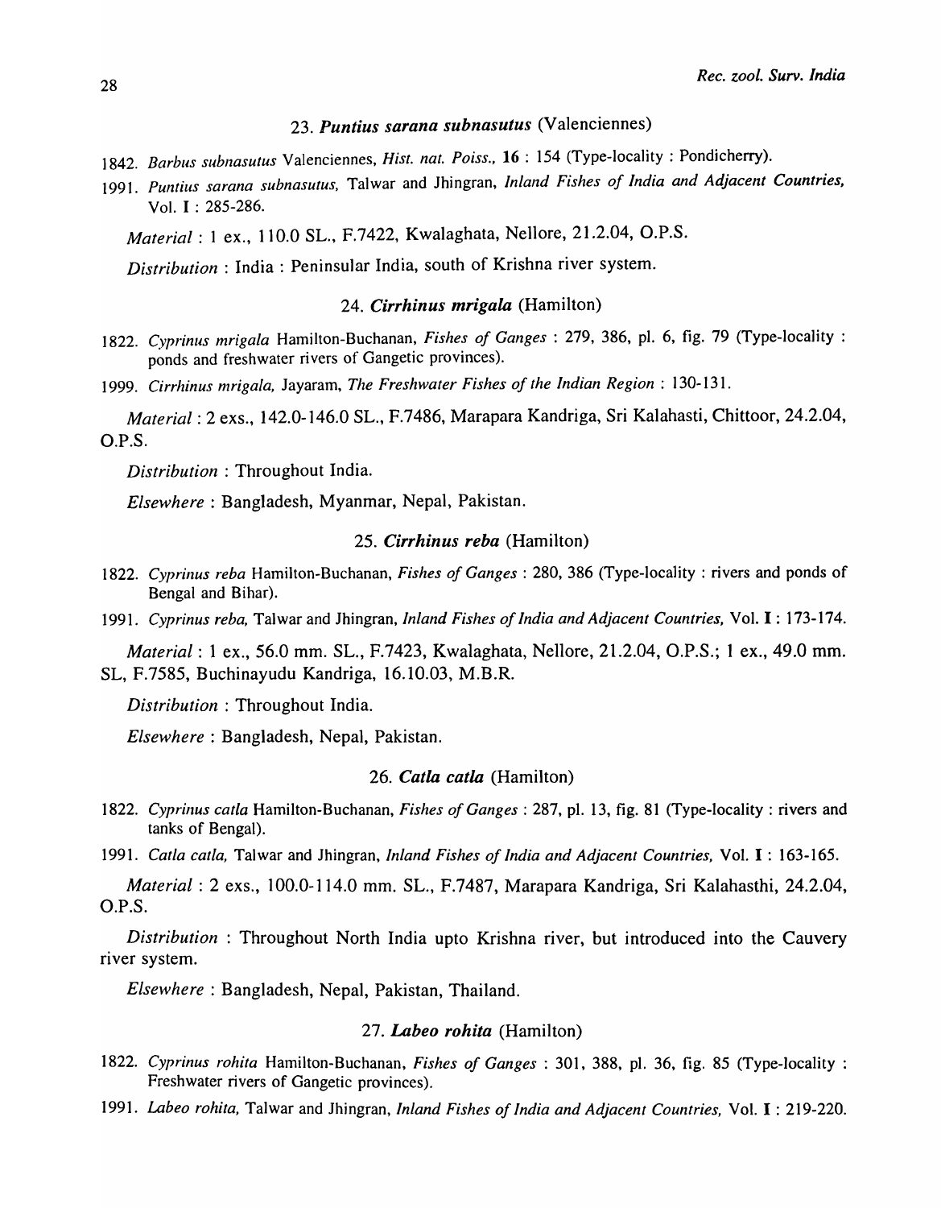### 23. *Puntius sarana subnasutus* (Valenciennes)

1842. *Barbus subnasutus* Valenciennes, *Hist. nat. Poiss.*, **16** : 154 (Type-locality : Pondicherry).

1991. *Puntius sarana subnasutus*, Talwar and Jhingran, *Inland Fishes of India and Adjacent Countries*, Vol. **I** : 285-286.

*Material* : 1 ex., 110.0 SL., F.7422, Kwalaghata, Nellore, 21.2.04, O.P.S.

*Distribution* : India : Peninsular India, south of Krishna river system.

### 24. *Cirrhinus mrigala* (Hamilton)

1822. *Cyprinus mrigala* Hamilton-Buchanan, *Fishes of Ganges* : 279, 386, pl. 6, fig. 79 (Type-locality : ponds and freshwater rivers of Gangetic provinces).

1999. *Cirrhinus mrigala*, Jayaram, *The Freshwater Fishes of the Indian Region* : 130-131.

*Material* : 2 exs., 142.0-146.0 SL., F.7486, Marapara Kandriga, Sri Kalahasti, Chittoor, 24.2.04, O.P.S.

*Distribution* : Throughout India.

*Elsewhere* : Bangladesh, Myanmar, Nepal, Pakistan.

### 25. *Cirrhinus reba* (Hamilton)

1822. *Cyprinus reba* Hamilton-Buchanan, *Fishes of Ganges* : 280, 386 (Type-locality : rivers and ponds of Bengal and Bihar).

1991. *Cyprinus reba*, Talwar and Jhingran, *Inland Fishes of India and Adjacent Countries*, Vol. **I** : 173-174.

*Material* : 1 ex., 56.0 mm. SL., F.7423, Kwalaghata, Nellore, 21.2.04, O.P.S.; 1 ex., 49.0 mm. SL, F.7585, Buchinayudu Kandriga, 16.10.03, M.B.R.

*Distribution* : Throughout India.

*Elsewhere* : Bangladesh, Nepal, Pakistan.

### 26. *Catla catla* (Hamilton)

1822. *Cyprinus catla* Hamilton-Buchanan, *Fishes of Ganges* : 287, pl. 13, fig. 81 (Type-locality : rivers and tanks of Bengal).

1991. *Catla catla*, Talwar and Jhingran, *Inland Fishes of India and Adjacent Countries*, Vol. **I** : 163-165.

*Material* : 2 exs., 100.0-114.0 mm. SL., F.7487, Marapara Kandriga, Sri Kalahasthi, 24.2.04, O.P.S.

*Distribution* : Throughout North India upto Krishna river, but introduced into the Cauvery river system.

*Elsewhere* : Bangladesh, Nepal, Pakistan, Thailand.

### 27. *Labeo rohita* (Hamilton)

1822. *Cyprinus rohita* Hamilton-Buchanan, *Fishes of Ganges* : 301, 388, pl. 36, fig. 85 (Type-locality : Freshwater rivers of Gangetic provinces).

1991. *Labeo rohita*, Talwar and Jhingran, *Inland Fishes of India and Adjacent Countries*, Vol. **I** : 219-220.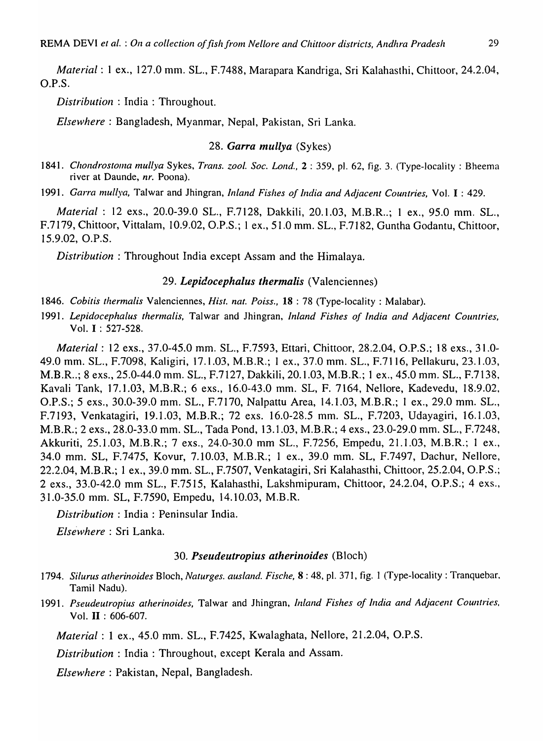*Material* : 1 ex., 127.0 mm. SL., F.7488, Marapara Kandriga, Sri Kalahasthi, Chittoor, 24.2.04, O.P.S.

*Distribution* : India : Throughout.

*Elsewhere* : Bangladesh, Myanmar, Nepal, Pakistan, Sri Lanka.

### 28. *Garra mullya* (Sykes)

1841. *Chondrostoma mullya* Sykes, *Trans. zool. Soc. Lond.,* **2** : 359, pl. 62, fig. 3. (Type-locality : Bheema river at Daunde, *nr.* Poona).

1991. *Garra mullya,* Talwar and Jhingran, *Inland Fishes of India and Adjacent Countries,* Vol. **I** : 429.

*Material* : 12 exs., 20.0-39.0 SL., F.7128, Dakkili, 20.1.03, M.B.R..; 1 ex., 95.0 mm. SL., F.7179, Chittoor, Vittalam, 10.9.02, O.P.S.; 1 ex., 51.0 mm. SL., F.7182, Guntha Godantu, Chittoor, 15.9.02, O.P.S.

*Distribution* : Throughout India except Assam and the Himalaya.

### 29. *Lepidocephalus thermalis* (Valenciennes)

1846. *Cobitis thermalis* Valenciennes, *Hist. nat. Poiss.,* **18** : 78 (Type-locality : Malabar).

1991. *Lepidocephalus thermalis,* Talwar and Jhingran, *Inland Fishes of India and Adjacent Countries,* Vol. **I** : 527-528.

*Material* : 12 exs., 37.0-45.0 mm. SL., F.7593, Ettari, Chittoor, 28.2.04, O.P.S.; 18 exs., 31.0-49.0 mm. SL., F.7098, Kaligiri, 17.1.03, M.B.R..; 1 ex., 37.0 mm. SL., F.7116, Pellakuru, 23.1.03, M.B.R..; 8 exs., 25.0-44.0 mm. SL., F.7127, Dakkili, 20.1.03, M.B.R.; 1 ex., 45.0 mm. SL., F.7138, Kavali Tank, 17.1.03, M.B.R.; 6 exs., 16.0-43.0 mm. SL, F. 7164, Nellore, Kadevedu, 18.9.02, O.P.S.; 5 exs., 30.0-39.0 mm. SL., F.7170, Nalpattu Area, 14.1.03, M.B.R.; 1 ex., 29.0 mm. SL., F.7193, Venkatagiri, 19.1.03, M.B.R.; 72 exs. 16.0-28.5 mm. SL., F.7203, Udayagiri, 16.1.03, M.B.R.; 2 exs., 28.0-33.0 mm. SL., Tada Pond, 13.1.03, M.B.R.; 4 exs., 23.0-29.0 mm. SL., F.7248, Akkuriti, 25.1.03, M.B.R.; 7 exs., 24.0-30.0 mm SL., F.7256, Empedu, 21.1.03, M.B.R.; 1 ex., 34.0 mm. SL, F.7475, Kovur, 7.10.03, M.B.R.; 1 ex., 39.0 mm. SL, F.7497, Dachur, Nellore, 22.2.04, M.B.R.; 1 ex., 39.0 mm. SL., F.7507, Venkatagiri, Sri Kalahasthi, Chittoor, 25.2.04, O.P.S.; 2 exs., 33.0-42.0 mm SL., F.7515, Kalahasthi, Lakshmipuram, Chittoor, 24.2.04, O.P.S.; 4 exs., 31.0-35.0 mm. SL, F.7590, Empedu, 14.10.03, M.B.R.

*Distribution* : India : Peninsular India.

*Elsewhere* : Sri Lanka.

### 30. *Pseudeutropius atherinoides* (Bloch)

1794. *Silurus atherinoides* Bloch, *Naturges. ausland. Fische,* **8** : 48, pl. 371, fig. 1 (Type-locality : Tranquebar, Tamil Nadu).

1991. *Pseudeutropius atherinoides,* Talwar and Jhingran, *Inland Fishes of India and Adjacent Countries,* Vol. **II** : 606-607.

*Material* : 1 ex., 45.0 mm. SL., F.7425, Kwalaghata, Nellore, 21.2.04, O.P.S.

*Distribution* : India : Throughout, except Kerala and Assam.

*Elsewhere* : Pakistan, Nepal, Bangladesh.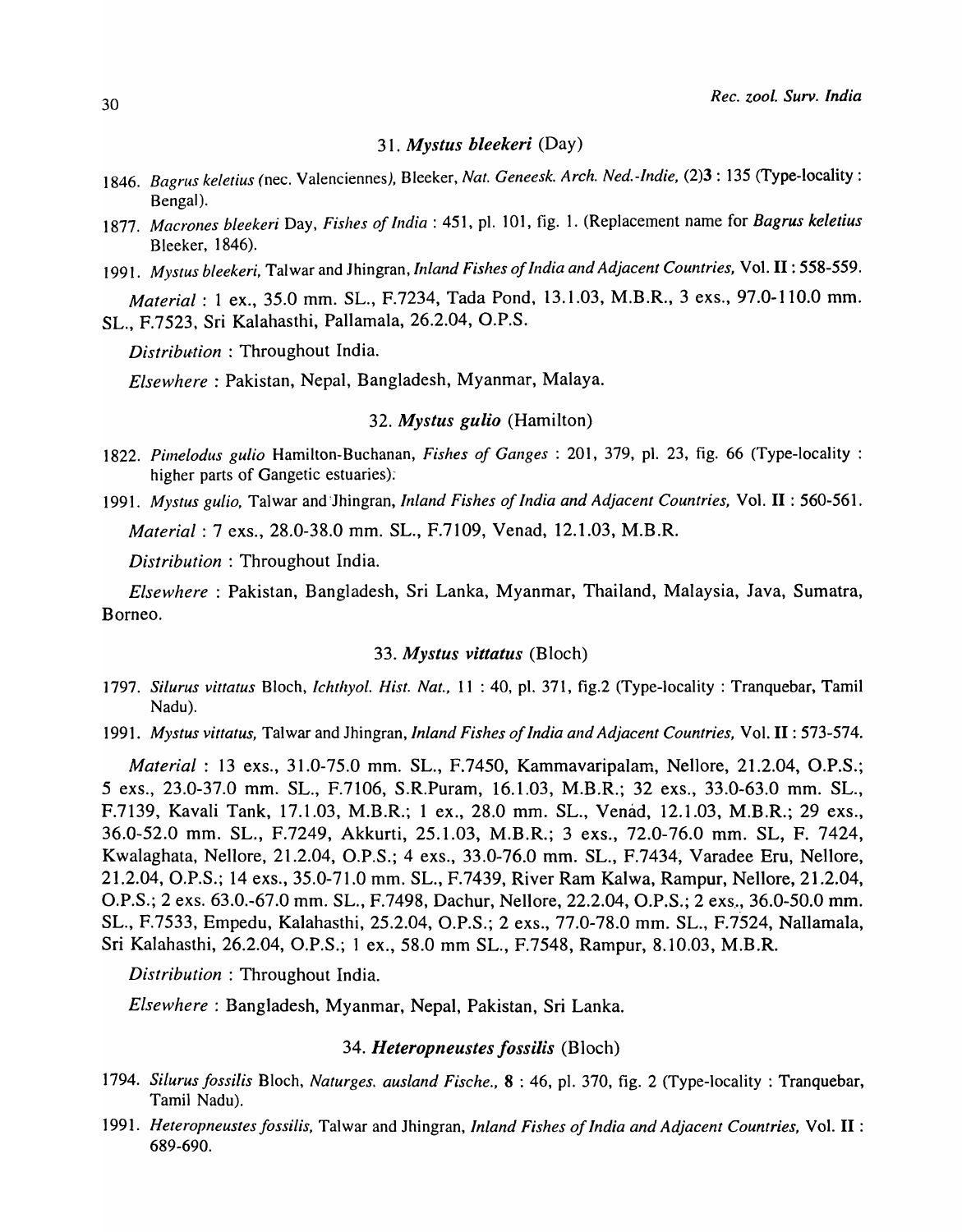### 31. *Mystus bleekeri* (Day)

1846. *Bagrus keletius* (nec. Valenciennes), Bleeker, *Nat. Geneesk. Arch. Ned.-Indie*, (2)**3** : 135 (Type-locality : Bengal).

1877. *Macrones bleekeri* Day, *Fishes of India* : 451, pl. 101, fig. 1. (Replacement name for *Bagrus keletius* Bleeker, 1846).

1991. *Mystus bleekeri*, Talwar and Jhingran, *Inland Fishes of India and Adjacent Countries*, Vol. **II** : 558-559.

*Material* : 1 ex., 35.0 mm. SL., F.7234, Tada Pond, 13.1.03, M.B.R., 3 exs., 97.0-110.0 mm. SL., F.7523, Sri Kalahasthi, Pallamala, 26.2.04, O.P.S.

*Distribution* : Throughout India.

*Elsewhere* : Pakistan, Nepal, Bangladesh, Myanmar, Malaya.

### 32. *Mystus gulio* (Hamilton)

1822. *Pimelodus gulio* Hamilton-Buchanan, *Fishes of Ganges* : 201, 379, pl. 23, fig. 66 (Type-locality : higher parts of Gangetic estuaries).

1991. *Mystus gulio*, Talwar and Jhingran, *Inland Fishes of India and Adjacent Countries*, Vol. **II** : 560-561.

*Material* : 7 exs., 28.0-38.0 mm. SL., F.7109, Venad, 12.1.03, M.B.R.

*Distribution* : Throughout India.

*Elsewhere* : Pakistan, Bangladesh, Sri Lanka, Myanmar, Thailand, Malaysia, Java, Sumatra, Borneo.

### 33. *Mystus vittatus* (Bloch)

1797. *Silurus vittatus* Bloch, *Ichthyol. Hist. Nat.*, 11 : 40, pl. 371, fig.2 (Type-locality : Tranquebar, Tamil Nadu).

1991. *Mystus vittatus*, Talwar and Jhingran, *Inland Fishes of India and Adjacent Countries*, Vol. **II** : 573-574.

*Material* : 13 exs., 31.0-75.0 mm. SL., F.7450, Kammavaripalam, Nellore, 21.2.04, O.P.S.; 5 exs., 23.0-37.0 mm. SL., F.7106, S.R.Puram, 16.1.03, M.B.R.; 32 exs., 33.0-63.0 mm. SL., F.7139, Kavali Tank, 17.1.03, M.B.R.; 1 ex., 28.0 mm. SL., Venad, 12.1.03, M.B.R.; 29 exs., 36.0-52.0 mm. SL., F.7249, Akkurti, 25.1.03, M.B.R.; 3 exs., 72.0-76.0 mm. SL, F. 7424, Kwalaghata, Nellore, 21.2.04, O.P.S.; 4 exs., 33.0-76.0 mm. SL., F.7434, Varadee Eru, Nellore, 21.2.04, O.P.S.; 14 exs., 35.0-71.0 mm. SL., F.7439, River Ram Kalwa, Rampur, Nellore, 21.2.04, O.P.S.; 2 exs. 63.0.-67.0 mm. SL., F.7498, Dachur, Nellore, 22.2.04, O.P.S.; 2 exs., 36.0-50.0 mm. SL., F.7533, Empedu, Kalahasthi, 25.2.04, O.P.S.; 2 exs., 77.0-78.0 mm. SL., F.7524, Nallamala, Sri Kalahasthi, 26.2.04, O.P.S.; 1 ex., 58.0 mm SL., F.7548, Rampur, 8.10.03, M.B.R.

*Distribution* : Throughout India.

*Elsewhere* : Bangladesh, Myanmar, Nepal, Pakistan, Sri Lanka.

### 34. *Heteropneustes fossilis* (Bloch)

1794. *Silurus fossilis* Bloch, *Naturges. ausland Fische.*, **8** : 46, pl. 370, fig. 2 (Type-locality : Tranquebar, Tamil Nadu).

1991. *Heteropneustes fossilis*, Talwar and Jhingran, *Inland Fishes of India and Adjacent Countries*, Vol. **II** : 689-690.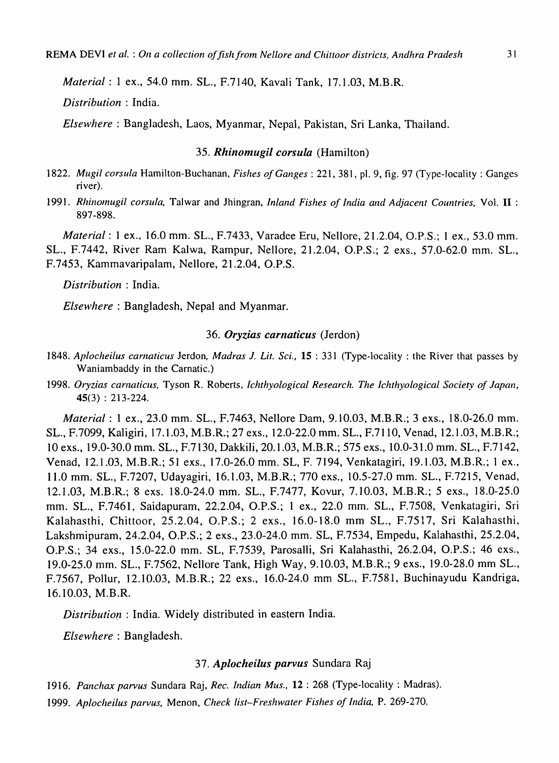*Material* : 1 ex., 54.0 mm. SL., F.7140, Kavali Tank, 17.1.03, M.B.R.

*Distribution* : India.

*Elsewhere* : Bangladesh, Laos, Myanmar, Nepal, Pakistan, Sri Lanka, Thailand.

### 35. ***Rhinomugil corsula*** (Hamilton)

1822. *Mugil corsula* Hamilton-Buchanan, *Fishes of Ganges* : 221, 381, pl. 9, fig. 97 (Type-locality : Ganges river).

1991. *Rhinomugil corsula,* Talwar and Jhingran, *Inland Fishes of India and Adjacent Countries,* Vol. **II** : 897-898.

*Material* : 1 ex., 16.0 mm. SL., F.7433, Varadee Eru, Nellore, 21.2.04, O.P.S.; 1 ex., 53.0 mm. SL., F.7442, River Ram Kalwa, Rampur, Nellore, 21.2.04, O.P.S.; 2 exs., 57.0-62.0 mm. SL., F.7453, Kammavaripalam, Nellore, 21.2.04, O.P.S.

*Distribution* : India.

*Elsewhere* : Bangladesh, Nepal and Myanmar.

### 36. ***Oryzias carnaticus*** (Jerdon)

1848. *Aplocheilus carnaticus* Jerdon, *Madras J. Lit. Sci.,* **15** : 331 (Type-locality : the River that passes by Waniambaddy in the Carnatic.)

1998. *Oryzias carnaticus,* Tyson R. Roberts, *Ichthyological Research. The Ichthyological Society of Japan,* **45**(3) : 213-224.

*Material* : 1 ex., 23.0 mm. SL., F.7463, Nellore Dam, 9.10.03, M.B.R.; 3 exs., 18.0-26.0 mm. SL., F.7099, Kaligiri, 17.1.03, M.B.R.; 27 exs., 12.0-22.0 mm. SL., F.7110, Venad, 12.1.03, M.B.R.; 10 exs., 19.0-30.0 mm. SL., F.7130, Dakkili, 20.1.03, M.B.R.; 575 exs., 10.0-31.0 mm. SL., F.7142, Venad, 12.1.03, M.B.R.; 51 exs., 17.0-26.0 mm. SL, F. 7194, Venkatagiri, 19.1.03, M.B.R.; 1 ex., 11.0 mm. SL., F.7207, Udayagiri, 16.1.03, M.B.R.; 770 exs., 10.5-27.0 mm. SL., F.7215, Venad, 12.1.03, M.B.R.; 8 exs. 18.0-24.0 mm. SL., F.7477, Kovur, 7.10.03, M.B.R.; 5 exs., 18.0-25.0 mm. SL., F.7461, Saidapuram, 22.2.04, O.P.S.; 1 ex., 22.0 mm. SL., F.7508, Venkatagiri, Sri Kalahasthi, Chittoor, 25.2.04, O.P.S.; 2 exs., 16.0-18.0 mm SL., F.7517, Sri Kalahasthi, Lakshmipuram, 24.2.04, O.P.S.; 2 exs., 23.0-24.0 mm. SL, F.7534, Empedu, Kalahasthi, 25.2.04, O.P.S.; 34 exs., 15.0-22.0 mm. SL, F.7539, Parosalli, Sri Kalahasthi, 26.2.04, O.P.S.; 46 exs., 19.0-25.0 mm. SL., F.7562, Nellore Tank, High Way, 9.10.03, M.B.R.; 9 exs., 19.0-28.0 mm SL., F.7567, Pollur, 12.10.03, M.B.R.; 22 exs., 16.0-24.0 mm SL., F.7581, Buchinayudu Kandriga, 16.10.03, M.B.R.

*Distribution* : India. Widely distributed in eastern India.

*Elsewhere* : Bangladesh.

### 37. ***Aplocheilus parvus*** Sundara Raj

1916. *Panchax parvus* Sundara Raj, *Rec. Indian Mus.,* **12** : 268 (Type-locality : Madras).

1999. *Aplocheilus parvus,* Menon, *Check list–Freshwater Fishes of India,* P. 269-270.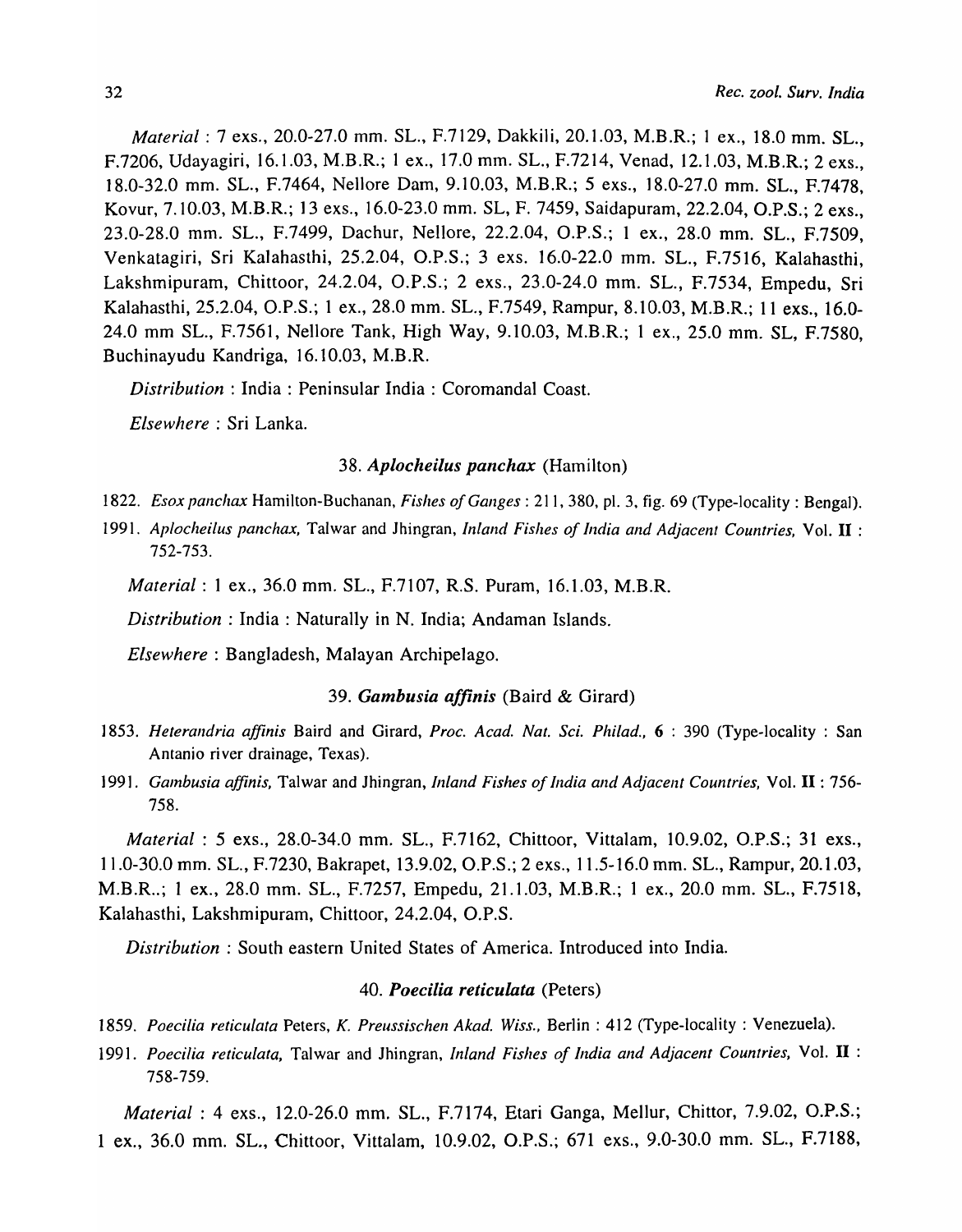*Material* : 7 exs., 20.0-27.0 mm. SL., F.7129, Dakkili, 20.1.03, M.B.R.; 1 ex., 18.0 mm. SL., F.7206, Udayagiri, 16.1.03, M.B.R.; 1 ex., 17.0 mm. SL., F.7214, Venad, 12.1.03, M.B.R.; 2 exs., 18.0-32.0 mm. SL., F.7464, Nellore Dam, 9.10.03, M.B.R.; 5 exs., 18.0-27.0 mm. SL., F.7478, Kovur, 7.10.03, M.B.R.; 13 exs., 16.0-23.0 mm. SL, F. 7459, Saidapuram, 22.2.04, O.P.S.; 2 exs., 23.0-28.0 mm. SL., F.7499, Dachur, Nellore, 22.2.04, O.P.S.; 1 ex., 28.0 mm. SL., F.7509, Venkatagiri, Sri Kalahasthi, 25.2.04, O.P.S.; 3 exs. 16.0-22.0 mm. SL., F.7516, Kalahasthi, Lakshmipuram, Chittoor, 24.2.04, O.P.S.; 2 exs., 23.0-24.0 mm. SL., F.7534, Empedu, Sri Kalahasthi, 25.2.04, O.P.S.; 1 ex., 28.0 mm. SL., F.7549, Rampur, 8.10.03, M.B.R.; 11 exs., 16.0-24.0 mm SL., F.7561, Nellore Tank, High Way, 9.10.03, M.B.R.; 1 ex., 25.0 mm. SL, F.7580, Buchinayudu Kandriga, 16.10.03, M.B.R.

*Distribution* : India : Peninsular India : Coromandal Coast.

*Elsewhere* : Sri Lanka.

### 38. *Aplocheilus panchax* (Hamilton)

1822. *Esox panchax* Hamilton-Buchanan, *Fishes of Ganges* : 211, 380, pl. 3, fig. 69 (Type-locality : Bengal).

1991. *Aplocheilus panchax*, Talwar and Jhingran, *Inland Fishes of India and Adjacent Countries*, Vol. **II** : 752-753.

*Material* : 1 ex., 36.0 mm. SL., F.7107, R.S. Puram, 16.1.03, M.B.R.

*Distribution* : India : Naturally in N. India; Andaman Islands.

*Elsewhere* : Bangladesh, Malayan Archipelago.

### 39. *Gambusia affinis* (Baird & Girard)

1853. *Heterandria affinis* Baird and Girard, *Proc. Acad. Nat. Sci. Philad.*, **6** : 390 (Type-locality : San Antanio river drainage, Texas).

1991. *Gambusia affinis*, Talwar and Jhingran, *Inland Fishes of India and Adjacent Countries*, Vol. **II** : 756-758.

*Material* : 5 exs., 28.0-34.0 mm. SL., F.7162, Chittoor, Vittalam, 10.9.02, O.P.S.; 31 exs., 11.0-30.0 mm. SL., F.7230, Bakrapet, 13.9.02, O.P.S.; 2 exs., 11.5-16.0 mm. SL., Rampur, 20.1.03, M.B.R..; 1 ex., 28.0 mm. SL., F.7257, Empedu, 21.1.03, M.B.R.; 1 ex., 20.0 mm. SL., F.7518, Kalahasthi, Lakshmipuram, Chittoor, 24.2.04, O.P.S.

*Distribution* : South eastern United States of America. Introduced into India.

### 40. *Poecilia reticulata* (Peters)

1859. *Poecilia reticulata* Peters, *K. Preussischen Akad. Wiss.*, Berlin : 412 (Type-locality : Venezuela).

1991. *Poecilia reticulata*, Talwar and Jhingran, *Inland Fishes of India and Adjacent Countries*, Vol. **II** : 758-759.

*Material* : 4 exs., 12.0-26.0 mm. SL., F.7174, Etari Ganga, Mellur, Chittor, 7.9.02, O.P.S.; 1 ex., 36.0 mm. SL., Chittoor, Vittalam, 10.9.02, O.P.S.; 671 exs., 9.0-30.0 mm. SL., F.7188,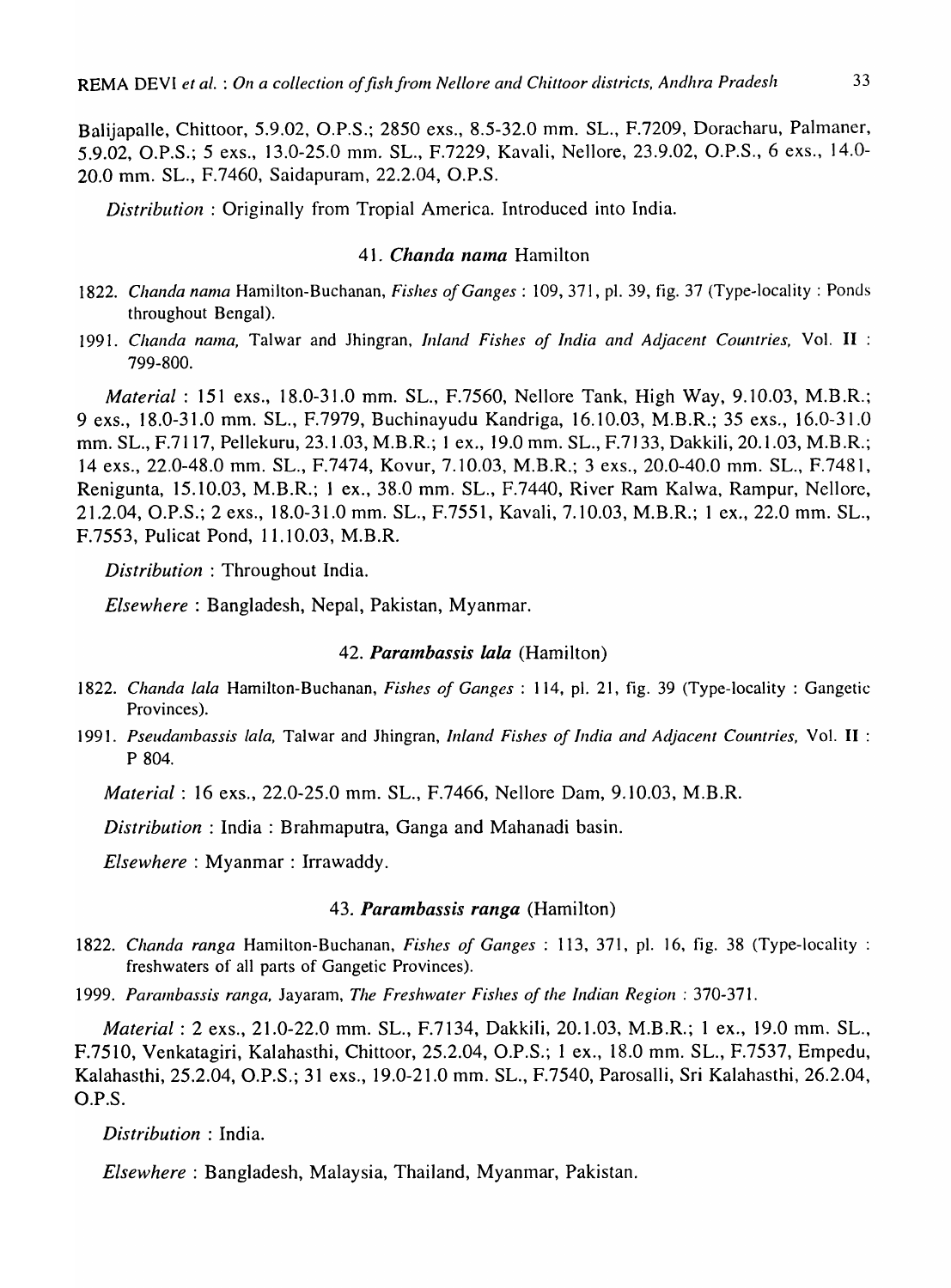Balijapalle, Chittoor, 5.9.02, O.P.S.; 2850 exs., 8.5-32.0 mm. SL., F.7209, Doracharu, Palmaner, 5.9.02, O.P.S.; 5 exs., 13.0-25.0 mm. SL., F.7229, Kavali, Nellore, 23.9.02, O.P.S., 6 exs., 14.0-20.0 mm. SL., F.7460, Saidapuram, 22.2.04, O.P.S.

*Distribution* : Originally from Tropial America. Introduced into India.

### 41. *Chanda nama* Hamilton

1822. *Chanda nama* Hamilton-Buchanan, *Fishes of Ganges* : 109, 371, pl. 39, fig. 37 (Type-locality : Ponds throughout Bengal).

1991. *Chanda nama,* Talwar and Jhingran, *Inland Fishes of India and Adjacent Countries,* Vol. **II** : 799-800.

*Material* : 151 exs., 18.0-31.0 mm. SL., F.7560, Nellore Tank, High Way, 9.10.03, M.B.R.; 9 exs., 18.0-31.0 mm. SL., F.7979, Buchinayudu Kandriga, 16.10.03, M.B.R.; 35 exs., 16.0-31.0 mm. SL., F.7117, Pellekuru, 23.1.03, M.B.R.; 1 ex., 19.0 mm. SL., F.7133, Dakkili, 20.1.03, M.B.R.; 14 exs., 22.0-48.0 mm. SL., F.7474, Kovur, 7.10.03, M.B.R.; 3 exs., 20.0-40.0 mm. SL., F.7481, Renigunta, 15.10.03, M.B.R.; 1 ex., 38.0 mm. SL., F.7440, River Ram Kalwa, Rampur, Nellore, 21.2.04, O.P.S.; 2 exs., 18.0-31.0 mm. SL., F.7551, Kavali, 7.10.03, M.B.R.; 1 ex., 22.0 mm. SL., F.7553, Pulicat Pond, 11.10.03, M.B.R.

*Distribution* : Throughout India.

*Elsewhere* : Bangladesh, Nepal, Pakistan, Myanmar.

### 42. *Parambassis lala* (Hamilton)

1822. *Chanda lala* Hamilton-Buchanan, *Fishes of Ganges* : 114, pl. 21, fig. 39 (Type-locality : Gangetic Provinces).

1991. *Pseudambassis lala,* Talwar and Jhingran, *Inland Fishes of India and Adjacent Countries,* Vol. **II** : P 804.

*Material* : 16 exs., 22.0-25.0 mm. SL., F.7466, Nellore Dam, 9.10.03, M.B.R.

*Distribution* : India : Brahmaputra, Ganga and Mahanadi basin.

*Elsewhere* : Myanmar : Irrawaddy.

### 43. *Parambassis ranga* (Hamilton)

1822. *Chanda ranga* Hamilton-Buchanan, *Fishes of Ganges* : 113, 371, pl. 16, fig. 38 (Type-locality : freshwaters of all parts of Gangetic Provinces).

1999. *Parambassis ranga,* Jayaram, *The Freshwater Fishes of the Indian Region* : 370-371.

*Material* : 2 exs., 21.0-22.0 mm. SL., F.7134, Dakkili, 20.1.03, M.B.R.; 1 ex., 19.0 mm. SL., F.7510, Venkatagiri, Kalahasthi, Chittoor, 25.2.04, O.P.S.; 1 ex., 18.0 mm. SL., F.7537, Empedu, Kalahasthi, 25.2.04, O.P.S.; 31 exs., 19.0-21.0 mm. SL., F.7540, Parosalli, Sri Kalahasthi, 26.2.04, O.P.S.

*Distribution* : India.

*Elsewhere* : Bangladesh, Malaysia, Thailand, Myanmar, Pakistan.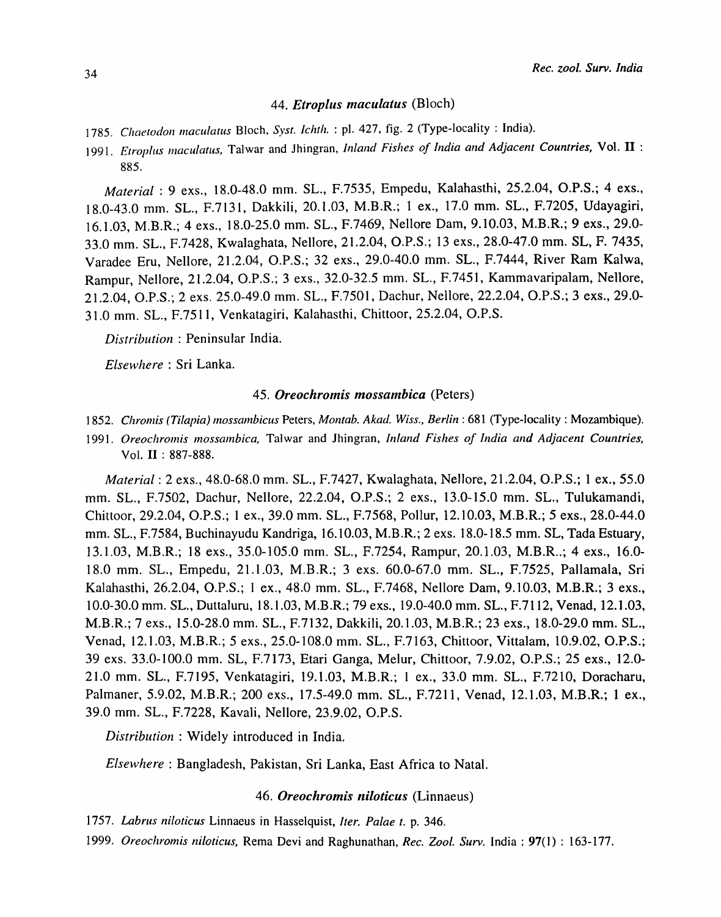### 44. ***Etroplus maculatus*** (Bloch)

1785. *Chaetodon maculatus* Bloch, *Syst. Ichth.* : pl. 427, fig. 2 (Type-locality : India).

1991. *Etroplus maculatus*, Talwar and Jhingran, *Inland Fishes of India and Adjacent Countries*, Vol. **II** : 885.

*Material* : 9 exs., 18.0-48.0 mm. SL., F.7535, Empedu, Kalahasthi, 25.2.04, O.P.S.; 4 exs., 18.0-43.0 mm. SL., F.7131, Dakkili, 20.1.03, M.B.R.; 1 ex., 17.0 mm. SL., F.7205, Udayagiri, 16.1.03, M.B.R.; 4 exs., 18.0-25.0 mm. SL., F.7469, Nellore Dam, 9.10.03, M.B.R.; 9 exs., 29.0-33.0 mm. SL., F.7428, Kwalaghata, Nellore, 21.2.04, O.P.S.; 13 exs., 28.0-47.0 mm. SL, F. 7435, Varadee Eru, Nellore, 21.2.04, O.P.S.; 32 exs., 29.0-40.0 mm. SL., F.7444, River Ram Kalwa, Rampur, Nellore, 21.2.04, O.P.S.; 3 exs., 32.0-32.5 mm. SL., F.7451, Kammavaripalam, Nellore, 21.2.04, O.P.S.; 2 exs. 25.0-49.0 mm. SL., F.7501, Dachur, Nellore, 22.2.04, O.P.S.; 3 exs., 29.0-31.0 mm. SL., F.7511, Venkatagiri, Kalahasthi, Chittoor, 25.2.04, O.P.S.

*Distribution* : Peninsular India.

*Elsewhere* : Sri Lanka.

### 45. ***Oreochromis mossambica*** (Peters)

1852. *Chromis (Tilapia) mossambicus* Peters, *Montab. Akad. Wiss., Berlin* : 681 (Type-locality : Mozambique).

1991. *Oreochromis mossambica*, Talwar and Jhingran, *Inland Fishes of India and Adjacent Countries*, Vol. **II** : 887-888.

*Material* : 2 exs., 48.0-68.0 mm. SL., F.7427, Kwalaghata, Nellore, 21.2.04, O.P.S.; 1 ex., 55.0 mm. SL., F.7502, Dachur, Nellore, 22.2.04, O.P.S.; 2 exs., 13.0-15.0 mm. SL., Tulukamandi, Chittoor, 29.2.04, O.P.S.; 1 ex., 39.0 mm. SL., F.7568, Pollur, 12.10.03, M.B.R.; 5 exs., 28.0-44.0 mm. SL., F.7584, Buchinayudu Kandriga, 16.10.03, M.B.R.; 2 exs. 18.0-18.5 mm. SL, Tada Estuary, 13.1.03, M.B.R.; 18 exs., 35.0-105.0 mm. SL., F.7254, Rampur, 20.1.03, M.B.R..; 4 exs., 16.0-18.0 mm. SL., Empedu, 21.1.03, M.B.R.; 3 exs. 60.0-67.0 mm. SL., F.7525, Pallamala, Sri Kalahasthi, 26.2.04, O.P.S.; 1 ex., 48.0 mm. SL., F.7468, Nellore Dam, 9.10.03, M.B.R.; 3 exs., 10.0-30.0 mm. SL., Duttaluru, 18.1.03, M.B.R.; 79 exs., 19.0-40.0 mm. SL., F.7112, Venad, 12.1.03, M.B.R.; 7 exs., 15.0-28.0 mm. SL., F.7132, Dakkili, 20.1.03, M.B.R.; 23 exs., 18.0-29.0 mm. SL., Venad, 12.1.03, M.B.R.; 5 exs., 25.0-108.0 mm. SL., F.7163, Chittoor, Vittalam, 10.9.02, O.P.S.; 39 exs. 33.0-100.0 mm. SL, F.7173, Etari Ganga, Melur, Chittoor, 7.9.02, O.P.S.; 25 exs., 12.0-21.0 mm. SL., F.7195, Venkatagiri, 19.1.03, M.B.R.; 1 ex., 33.0 mm. SL., F.7210, Doracharu, Palmaner, 5.9.02, M.B.R.; 200 exs., 17.5-49.0 mm. SL., F.7211, Venad, 12.1.03, M.B.R.; 1 ex., 39.0 mm. SL., F.7228, Kavali, Nellore, 23.9.02, O.P.S.

*Distribution* : Widely introduced in India.

*Elsewhere* : Bangladesh, Pakistan, Sri Lanka, East Africa to Natal.

### 46. ***Oreochromis niloticus*** (Linnaeus)

1757. *Labrus niloticus* Linnaeus in Hasselquist, *Iter. Palae t.* p. 346.

1999. *Oreochromis niloticus*, Rema Devi and Raghunathan, *Rec. Zool. Surv.* India : **97**(1) : 163-177.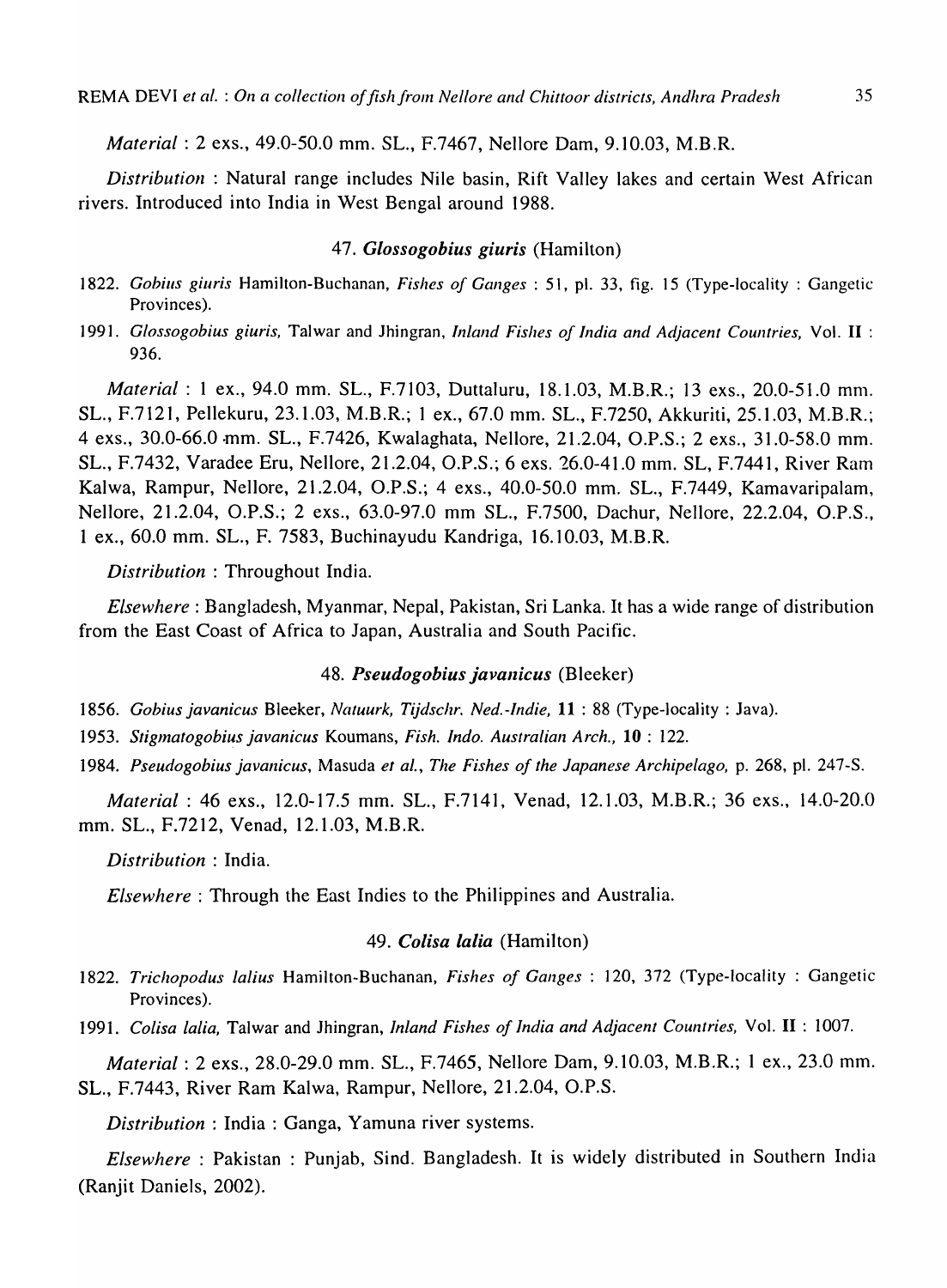*Material* : 2 exs., 49.0-50.0 mm. SL., F.7467, Nellore Dam, 9.10.03, M.B.R.

*Distribution* : Natural range includes Nile basin, Rift Valley lakes and certain West African rivers. Introduced into India in West Bengal around 1988.

### 47. *Glossogobius giuris* (Hamilton)

1822. *Gobius giuris* Hamilton-Buchanan, *Fishes of Ganges* : 51, pl. 33, fig. 15 (Type-locality : Gangetic Provinces).

1991. *Glossogobius giuris,* Talwar and Jhingran, *Inland Fishes of India and Adjacent Countries,* Vol. II : 936.

*Material* : 1 ex., 94.0 mm. SL., F.7103, Duttaluru, 18.1.03, M.B.R.; 13 exs., 20.0-51.0 mm. SL., F.7121, Pellekuru, 23.1.03, M.B.R.; 1 ex., 67.0 mm. SL., F.7250, Akkuriti, 25.1.03, M.B.R.; 4 exs., 30.0-66.0 mm. SL., F.7426, Kwalaghata, Nellore, 21.2.04, O.P.S.; 2 exs., 31.0-58.0 mm. SL., F.7432, Varadee Eru, Nellore, 21.2.04, O.P.S.; 6 exs. 26.0-41.0 mm. SL, F.7441, River Ram Kalwa, Rampur, Nellore, 21.2.04, O.P.S.; 4 exs., 40.0-50.0 mm. SL., F.7449, Kamavaripalam, Nellore, 21.2.04, O.P.S.; 2 exs., 63.0-97.0 mm SL., F.7500, Dachur, Nellore, 22.2.04, O.P.S., 1 ex., 60.0 mm. SL., F. 7583, Buchinayudu Kandriga, 16.10.03, M.B.R.

*Distribution* : Throughout India.

*Elsewhere* : Bangladesh, Myanmar, Nepal, Pakistan, Sri Lanka. It has a wide range of distribution from the East Coast of Africa to Japan, Australia and South Pacific.

### 48. *Pseudogobius javanicus* (Bleeker)

1856. *Gobius javanicus* Bleeker, *Natuurk, Tijdschr. Ned.-Indie,* **11** : 88 (Type-locality : Java).

1953. *Stigmatogobius javanicus* Koumans, *Fish. Indo. Australian Arch.,* **10** : 122.

1984. *Pseudogobius javanicus,* Masuda *et al., The Fishes of the Japanese Archipelago,* p. 268, pl. 247-S.

*Material* : 46 exs., 12.0-17.5 mm. SL., F.7141, Venad, 12.1.03, M.B.R.; 36 exs., 14.0-20.0 mm. SL., F.7212, Venad, 12.1.03, M.B.R.

*Distribution* : India.

*Elsewhere* : Through the East Indies to the Philippines and Australia.

### 49. *Colisa lalia* (Hamilton)

1822. *Trichopodus lalius* Hamilton-Buchanan, *Fishes of Ganges* : 120, 372 (Type-locality : Gangetic Provinces).

1991. *Colisa lalia,* Talwar and Jhingran, *Inland Fishes of India and Adjacent Countries,* Vol. II : 1007.

*Material* : 2 exs., 28.0-29.0 mm. SL., F.7465, Nellore Dam, 9.10.03, M.B.R.; 1 ex., 23.0 mm. SL., F.7443, River Ram Kalwa, Rampur, Nellore, 21.2.04, O.P.S.

*Distribution* : India : Ganga, Yamuna river systems.

*Elsewhere* : Pakistan : Punjab, Sind. Bangladesh. It is widely distributed in Southern India (Ranjit Daniels, 2002).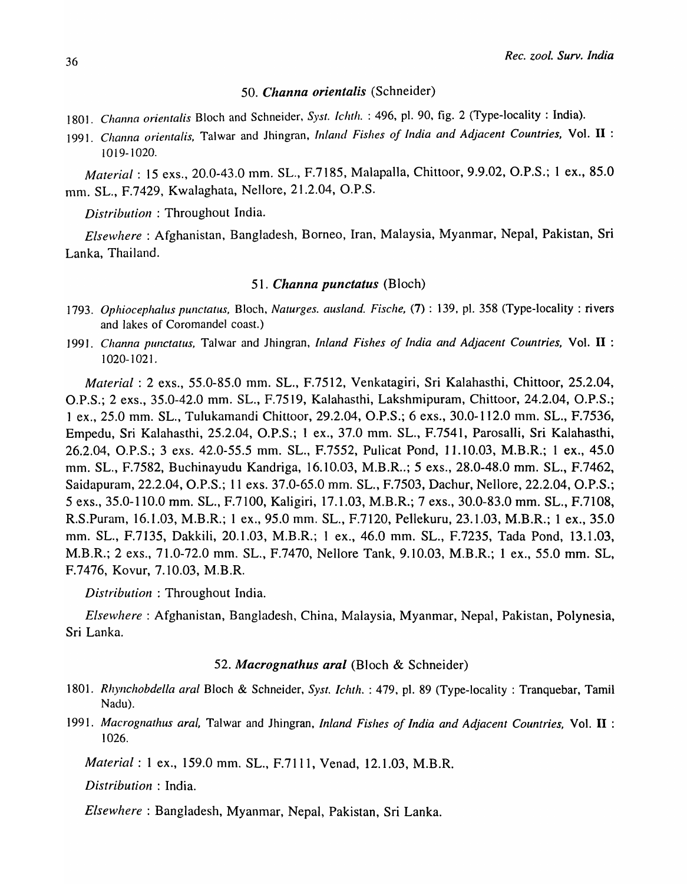### 50. *Channa orientalis* (Schneider)

1801. *Channa orientalis* Bloch and Schneider, *Syst. Ichth.* : 496, pl. 90, fig. 2 (Type-locality : India).

1991. *Channa orientalis,* Talwar and Jhingran, *Inland Fishes of India and Adjacent Countries,* Vol. **II** : 1019-1020.

*Material* : 15 exs., 20.0-43.0 mm. SL., F.7185, Malapalla, Chittoor, 9.9.02, O.P.S.; 1 ex., 85.0 mm. SL., F.7429, Kwalaghata, Nellore, 21.2.04, O.P.S.

*Distribution* : Throughout India.

*Elsewhere* : Afghanistan, Bangladesh, Borneo, Iran, Malaysia, Myanmar, Nepal, Pakistan, Sri Lanka, Thailand.

### 51. *Channa punctatus* (Bloch)

1793. *Ophiocephalus punctatus,* Bloch, *Naturges. ausland. Fische,* **(7)** : 139, pl. 358 (Type-locality : rivers and lakes of Coromandel coast.)

1991. *Channa punctatus,* Talwar and Jhingran, *Inland Fishes of India and Adjacent Countries,* Vol. **II** : 1020-1021.

*Material* : 2 exs., 55.0-85.0 mm. SL., F.7512, Venkatagiri, Sri Kalahasthi, Chittoor, 25.2.04, O.P.S.; 2 exs., 35.0-42.0 mm. SL., F.7519, Kalahasthi, Lakshmipuram, Chittoor, 24.2.04, O.P.S.; 1 ex., 25.0 mm. SL., Tulukamandi Chittoor, 29.2.04, O.P.S.; 6 exs., 30.0-112.0 mm. SL., F.7536, Empedu, Sri Kalahasthi, 25.2.04, O.P.S.; 1 ex., 37.0 mm. SL., F.7541, Parosalli, Sri Kalahasthi, 26.2.04, O.P.S.; 3 exs. 42.0-55.5 mm. SL., F.7552, Pulicat Pond, 11.10.03, M.B.R.; 1 ex., 45.0 mm. SL., F.7582, Buchinayudu Kandriga, 16.10.03, M.B.R..; 5 exs., 28.0-48.0 mm. SL., F.7462, Saidapuram, 22.2.04, O.P.S.; 11 exs. 37.0-65.0 mm. SL., F.7503, Dachur, Nellore, 22.2.04, O.P.S.; 5 exs., 35.0-110.0 mm. SL., F.7100, Kaligiri, 17.1.03, M.B.R.; 7 exs., 30.0-83.0 mm. SL., F.7108, R.S.Puram, 16.1.03, M.B.R.; 1 ex., 95.0 mm. SL., F.7120, Pellekuru, 23.1.03, M.B.R.; 1 ex., 35.0 mm. SL., F.7135, Dakkili, 20.1.03, M.B.R.; 1 ex., 46.0 mm. SL., F.7235, Tada Pond, 13.1.03, M.B.R.; 2 exs., 71.0-72.0 mm. SL., F.7470, Nellore Tank, 9.10.03, M.B.R.; 1 ex., 55.0 mm. SL, F.7476, Kovur, 7.10.03, M.B.R.

*Distribution* : Throughout India.

*Elsewhere* : Afghanistan, Bangladesh, China, Malaysia, Myanmar, Nepal, Pakistan, Polynesia, Sri Lanka.

### 52. *Macrognathus aral* (Bloch & Schneider)

1801. *Rhynchobdella aral* Bloch & Schneider, *Syst. Ichth.* : 479, pl. 89 (Type-locality : Tranquebar, Tamil Nadu).

1991. *Macrognathus aral,* Talwar and Jhingran, *Inland Fishes of India and Adjacent Countries,* Vol. **II** : 1026.

*Material* : 1 ex., 159.0 mm. SL., F.7111, Venad, 12.1.03, M.B.R.

*Distribution* : India.

*Elsewhere* : Bangladesh, Myanmar, Nepal, Pakistan, Sri Lanka.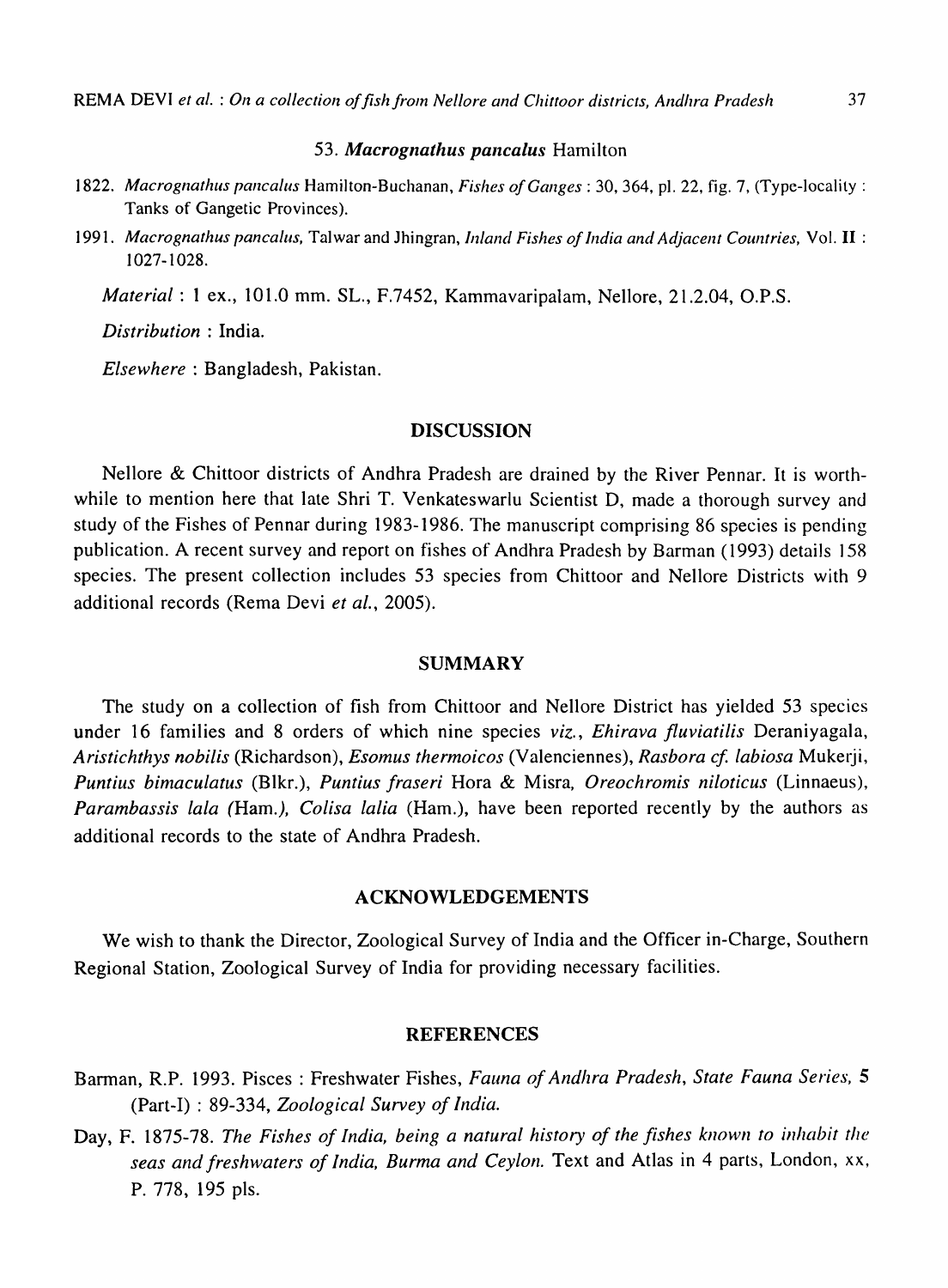### 53. *Macrognathus pancalus* Hamilton

1822. *Macrognathus pancalus* Hamilton-Buchanan, *Fishes of Ganges* : 30, 364, pl. 22, fig. 7, (Type-locality : Tanks of Gangetic Provinces).

1991. *Macrognathus pancalus,* Talwar and Jhingran, *Inland Fishes of India and Adjacent Countries,* Vol. **II** : 1027-1028.

*Material* : 1 ex., 101.0 mm. SL., F.7452, Kammavaripalam, Nellore, 21.2.04, O.P.S.

*Distribution* : India.

*Elsewhere* : Bangladesh, Pakistan.

## DISCUSSION

Nellore & Chittoor districts of Andhra Pradesh are drained by the River Pennar. It is worthwhile to mention here that late Shri T. Venkateswarlu Scientist D, made a thorough survey and study of the Fishes of Pennar during 1983-1986. The manuscript comprising 86 species is pending publication. A recent survey and report on fishes of Andhra Pradesh by Barman (1993) details 158 species. The present collection includes 53 species from Chittoor and Nellore Districts with 9 additional records (Rema Devi *et al.*, 2005).

## SUMMARY

The study on a collection of fish from Chittoor and Nellore District has yielded 53 species under 16 families and 8 orders of which nine species *viz.*, *Ehirava fluviatilis* Deraniyagala, *Aristichthys nobilis* (Richardson), *Esomus thermoicos* (Valenciennes), *Rasbora cf. labiosa* Mukerji, *Puntius bimaculatus* (Blkr.), *Puntius fraseri* Hora & Misra, *Oreochromis niloticus* (Linnaeus), *Parambassis lala (*Ham.*), Colisa lalia* (Ham.), have been reported recently by the authors as additional records to the state of Andhra Pradesh.

## ACKNOWLEDGEMENTS

We wish to thank the Director, Zoological Survey of India and the Officer in-Charge, Southern Regional Station, Zoological Survey of India for providing necessary facilities.

## REFERENCES

Barman, R.P. 1993. Pisces : Freshwater Fishes, *Fauna of Andhra Pradesh, State Fauna Series,* 5 (Part-I) : 89-334, *Zoological Survey of India.*

Day, F. 1875-78. *The Fishes of India, being a natural history of the fishes known to inhabit the seas and freshwaters of India, Burma and Ceylon.* Text and Atlas in 4 parts, London, xx, P. 778, 195 pls.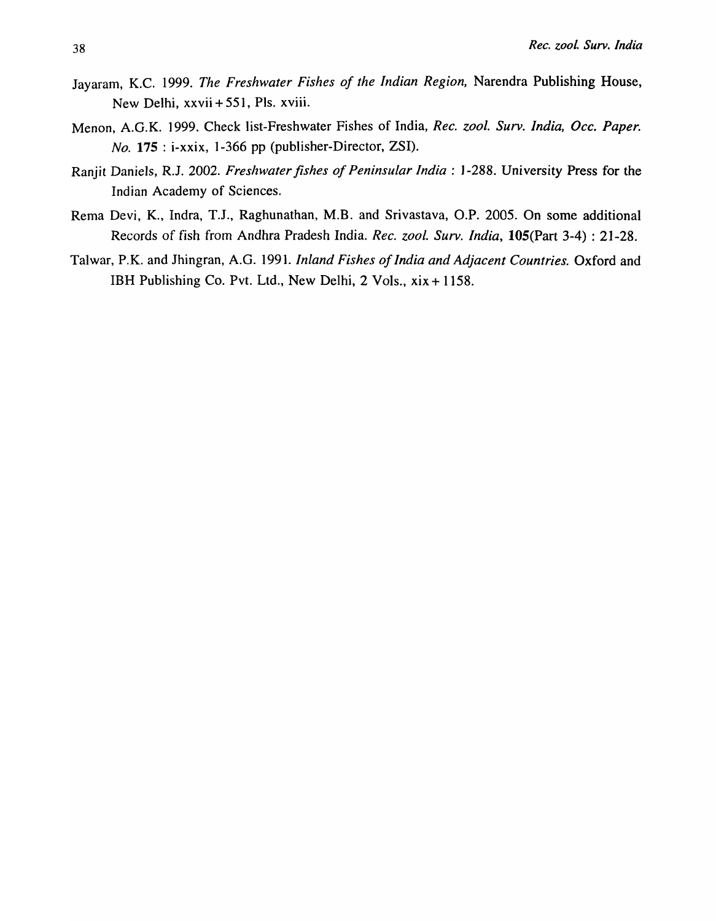Jayaram, K.C. 1999. *The Freshwater Fishes of the Indian Region,* Narendra Publishing House, New Delhi, xxvii + 551, Pls. xviii.

Menon, A.G.K. 1999. Check list-Freshwater Fishes of India, *Rec. zool. Surv. India, Occ. Paper. No.* **175** : i-xxix, 1-366 pp (publisher-Director, ZSI).

Ranjit Daniels, R.J. 2002. *Freshwater fishes of Peninsular India* : 1-288. University Press for the Indian Academy of Sciences.

Rema Devi, K., Indra, T.J., Raghunathan, M.B. and Srivastava, O.P. 2005. On some additional Records of fish from Andhra Pradesh India. *Rec. zool. Surv. India,* **105**(Part 3-4) : 21-28.

Talwar, P.K. and Jhingran, A.G. 1991. *Inland Fishes of India and Adjacent Countries.* Oxford and IBH Publishing Co. Pvt. Ltd., New Delhi, 2 Vols., xix + 1158.